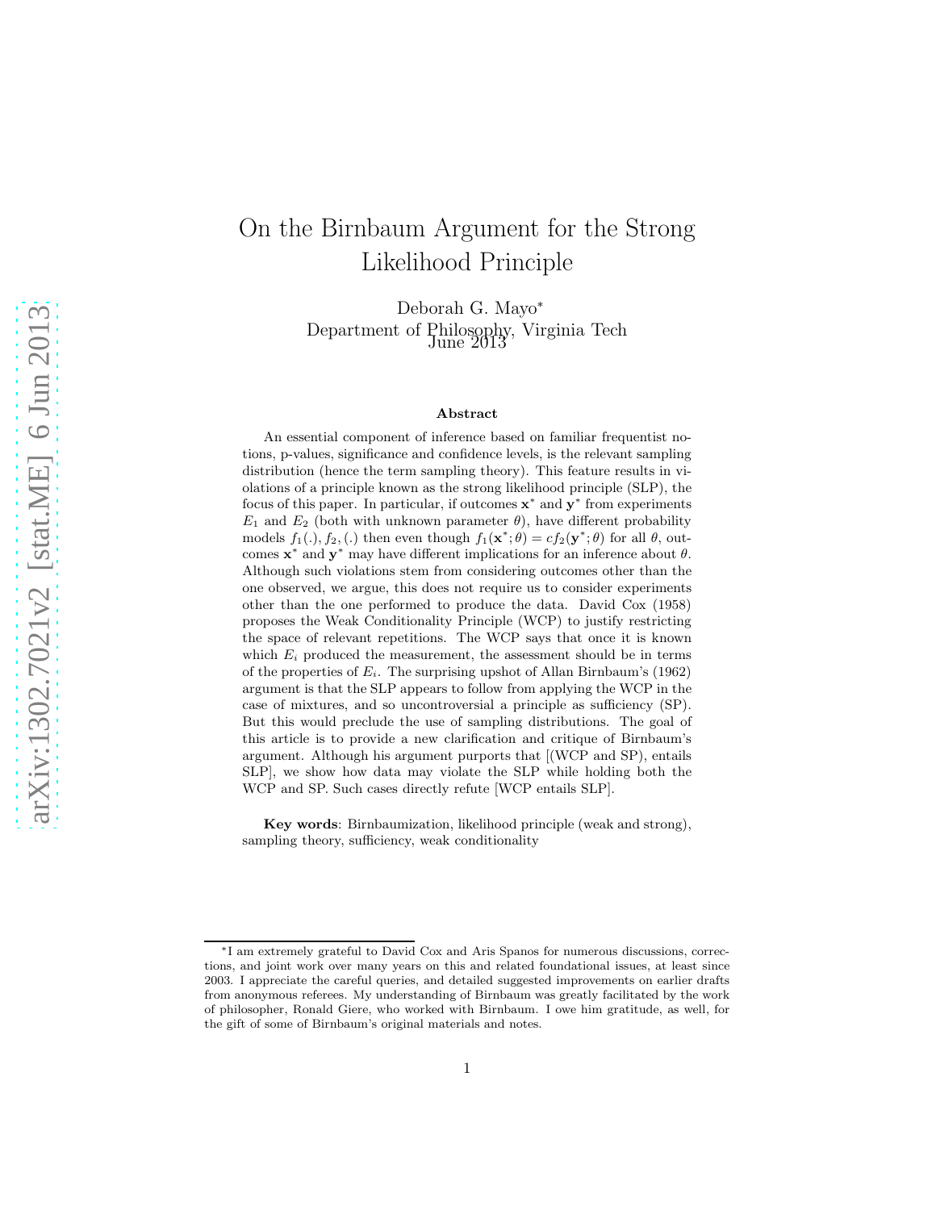# On the Birnbaum Argument for the Strong Likelihood Principle

Deborah G. Mayo*

Department of Philosophy, Virginia Tech

June 2013

### Abstract

An essential component of inference based on familiar frequentist notions, p-values, significance and confidence levels, is the relevant sampling distribution (hence the term sampling theory). This feature results in violations of a principle known as the strong likelihood principle (SLP), the focus of this paper. In particular, if outcomes $\mathbf{x}^*$ and $\mathbf{y}^*$ from experiments $E_1$ and $E_2$ (both with unknown parameter $\theta$), have different probability models $f_1(.), f_2, (.)$ then even though $f_1(\mathbf{x}^*; \theta) = cf_2(\mathbf{y}^*; \theta)$ for all $\theta$, outcomes $\mathbf{x}^*$ and $\mathbf{y}^*$ may have different implications for an inference about $\theta$. Although such violations stem from considering outcomes other than the one observed, we argue, this does not require us to consider experiments other than the one performed to produce the data. David Cox (1958) proposes the Weak Conditionality Principle (WCP) to justify restricting the space of relevant repetitions. The WCP says that once it is known which $E_i$ produced the measurement, the assessment should be in terms of the properties of $E_i$. The surprising upshot of Allan Birnbaum's (1962) argument is that the SLP appears to follow from applying the WCP in the case of mixtures, and so uncontroversial a principle as sufficiency (SP). But this would preclude the use of sampling distributions. The goal of this article is to provide a new clarification and critique of Birnbaum's argument. Although his argument purports that [(WCP and SP), entails SLP], we show how data may violate the SLP while holding both the WCP and SP. Such cases directly refute [WCP entails SLP].

**Key words**: Birnbaumization, likelihood principle (weak and strong), sampling theory, sufficiency, weak conditionality

---

*I am extremely grateful to David Cox and Aris Spanos for numerous discussions, corrections, and joint work over many years on this and related foundational issues, at least since 2003. I appreciate the careful queries, and detailed suggested improvements on earlier drafts from anonymous referees. My understanding of Birnbaum was greatly facilitated by the work of philosopher, Ronald Giere, who worked with Birnbaum. I owe him gratitude, as well, for the gift of some of Birnbaum's original materials and notes.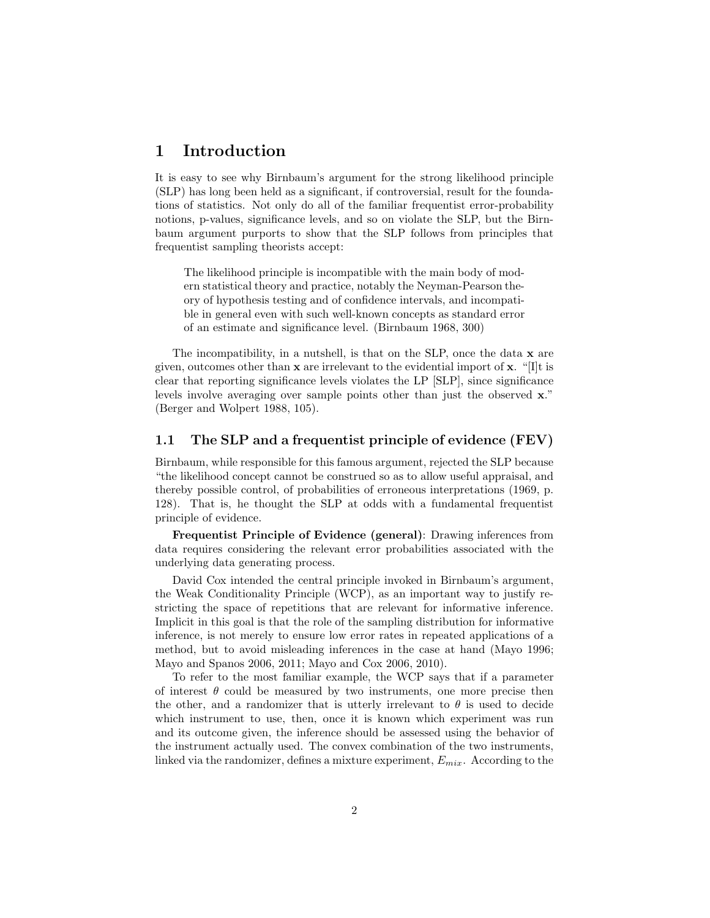# 1 Introduction

It is easy to see why Birnbaum's argument for the strong likelihood principle (SLP) has long been held as a significant, if controversial, result for the foundations of statistics. Not only do all of the familiar frequentist error-probability notions, p-values, significance levels, and so on violate the SLP, but the Birnbaum argument purports to show that the SLP follows from principles that frequentist sampling theorists accept:

> The likelihood principle is incompatible with the main body of modern statistical theory and practice, notably the Neyman-Pearson theory of hypothesis testing and of confidence intervals, and incompatible in general even with such well-known concepts as standard error of an estimate and significance level. (Birnbaum 1968, 300)

The incompatibility, in a nutshell, is that on the SLP, once the data $\mathbf{x}$ are given, outcomes other than $\mathbf{x}$ are irrelevant to the evidential import of $\mathbf{x}$. "[I]t is clear that reporting significance levels violates the LP [SLP], since significance levels involve averaging over sample points other than just the observed $\mathbf{x}$." (Berger and Wolpert 1988, 105).

## 1.1 The SLP and a frequentist principle of evidence (FEV)

Birnbaum, while responsible for this famous argument, rejected the SLP because "the likelihood concept cannot be construed so as to allow useful appraisal, and thereby possible control, of probabilities of erroneous interpretations (1969, p. 128). That is, he thought the SLP at odds with a fundamental frequentist principle of evidence.

**Frequentist Principle of Evidence (general)**: Drawing inferences from data requires considering the relevant error probabilities associated with the underlying data generating process.

David Cox intended the central principle invoked in Birnbaum's argument, the Weak Conditionality Principle (WCP), as an important way to justify restricting the space of repetitions that are relevant for informative inference. Implicit in this goal is that the role of the sampling distribution for informative inference, is not merely to ensure low error rates in repeated applications of a method, but to avoid misleading inferences in the case at hand (Mayo 1996; Mayo and Spanos 2006, 2011; Mayo and Cox 2006, 2010).

To refer to the most familiar example, the WCP says that if a parameter of interest $\theta$ could be measured by two instruments, one more precise then the other, and a randomizer that is utterly irrelevant to $\theta$ is used to decide which instrument to use, then, once it is known which experiment was run and its outcome given, the inference should be assessed using the behavior of the instrument actually used. The convex combination of the two instruments, linked via the randomizer, defines a mixture experiment, $E_{mix}$. According to the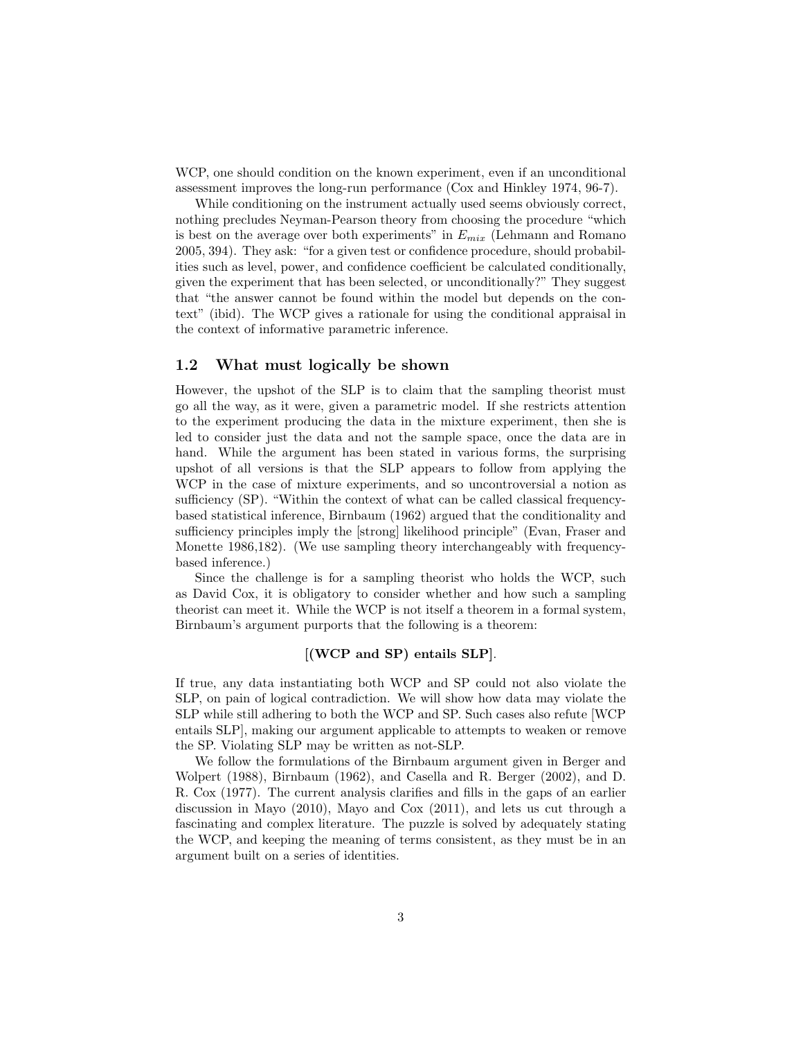WCP, one should condition on the known experiment, even if an unconditional assessment improves the long-run performance (Cox and Hinkley 1974, 96-7).

While conditioning on the instrument actually used seems obviously correct, nothing precludes Neyman-Pearson theory from choosing the procedure "which is best on the average over both experiments" in $E_{mix}$ (Lehmann and Romano 2005, 394). They ask: "for a given test or confidence procedure, should probabilities such as level, power, and confidence coefficient be calculated conditionally, given the experiment that has been selected, or unconditionally?" They suggest that "the answer cannot be found within the model but depends on the context" (ibid). The WCP gives a rationale for using the conditional appraisal in the context of informative parametric inference.

## 1.2 What must logically be shown

However, the upshot of the SLP is to claim that the sampling theorist must go all the way, as it were, given a parametric model. If she restricts attention to the experiment producing the data in the mixture experiment, then she is led to consider just the data and not the sample space, once the data are in hand. While the argument has been stated in various forms, the surprising upshot of all versions is that the SLP appears to follow from applying the WCP in the case of mixture experiments, and so uncontroversial a notion as sufficiency (SP). "Within the context of what can be called classical frequency-based statistical inference, Birnbaum (1962) argued that the conditionality and sufficiency principles imply the [strong] likelihood principle" (Evan, Fraser and Monette 1986,182). (We use sampling theory interchangeably with frequency-based inference.)

Since the challenge is for a sampling theorist who holds the WCP, such as David Cox, it is obligatory to consider whether and how such a sampling theorist can meet it. While the WCP is not itself a theorem in a formal system, Birnbaum's argument purports that the following is a theorem:

**[(WCP and SP) entails SLP]**.

If true, any data instantiating both WCP and SP could not also violate the SLP, on pain of logical contradiction. We will show how data may violate the SLP while still adhering to both the WCP and SP. Such cases also refute [WCP entails SLP], making our argument applicable to attempts to weaken or remove the SP. Violating SLP may be written as not-SLP.

We follow the formulations of the Birnbaum argument given in Berger and Wolpert (1988), Birnbaum (1962), and Casella and R. Berger (2002), and D. R. Cox (1977). The current analysis clarifies and fills in the gaps of an earlier discussion in Mayo (2010), Mayo and Cox (2011), and lets us cut through a fascinating and complex literature. The puzzle is solved by adequately stating the WCP, and keeping the meaning of terms consistent, as they must be in an argument built on a series of identities.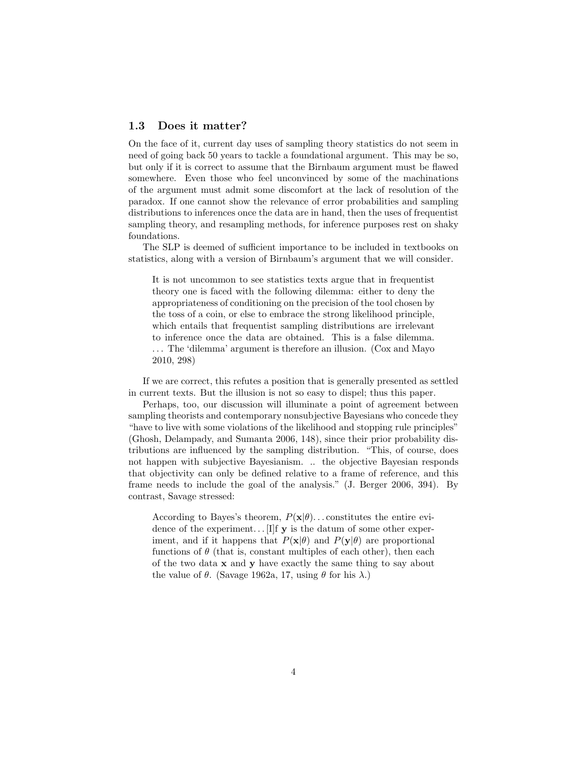### 1.3 Does it matter?

On the face of it, current day uses of sampling theory statistics do not seem in need of going back 50 years to tackle a foundational argument. This may be so, but only if it is correct to assume that the Birnbaum argument must be flawed somewhere. Even those who feel unconvinced by some of the machinations of the argument must admit some discomfort at the lack of resolution of the paradox. If one cannot show the relevance of error probabilities and sampling distributions to inferences once the data are in hand, then the uses of frequentist sampling theory, and resampling methods, for inference purposes rest on shaky foundations.

The SLP is deemed of sufficient importance to be included in textbooks on statistics, along with a version of Birnbaum's argument that we will consider.

> It is not uncommon to see statistics texts argue that in frequentist theory one is faced with the following dilemma: either to deny the appropriateness of conditioning on the precision of the tool chosen by the toss of a coin, or else to embrace the strong likelihood principle, which entails that frequentist sampling distributions are irrelevant to inference once the data are obtained. This is a false dilemma. . . . The 'dilemma' argument is therefore an illusion. (Cox and Mayo 2010, 298)

If we are correct, this refutes a position that is generally presented as settled in current texts. But the illusion is not so easy to dispel; thus this paper.

Perhaps, too, our discussion will illuminate a point of agreement between sampling theorists and contemporary nonsubjective Bayesians who concede they "have to live with some violations of the likelihood and stopping rule principles" (Ghosh, Delampady, and Sumanta 2006, 148), since their prior probability distributions are influenced by the sampling distribution. "This, of course, does not happen with subjective Bayesianism. .. the objective Bayesian responds that objectivity can only be defined relative to a frame of reference, and this frame needs to include the goal of the analysis." (J. Berger 2006, 394). By contrast, Savage stressed:

> According to Bayes's theorem, $P(\mathbf{x}|\theta)\ldots$ constitutes the entire evidence of the experiment. . . [I]f $\mathbf{y}$ is the datum of some other experiment, and if it happens that $P(\mathbf{x}|\theta)$ and $P(\mathbf{y}|\theta)$ are proportional functions of $\theta$ (that is, constant multiples of each other), then each of the two data $\mathbf{x}$ and $\mathbf{y}$ have exactly the same thing to say about the value of $\theta$. (Savage 1962a, 17, using $\theta$ for his $\lambda$.)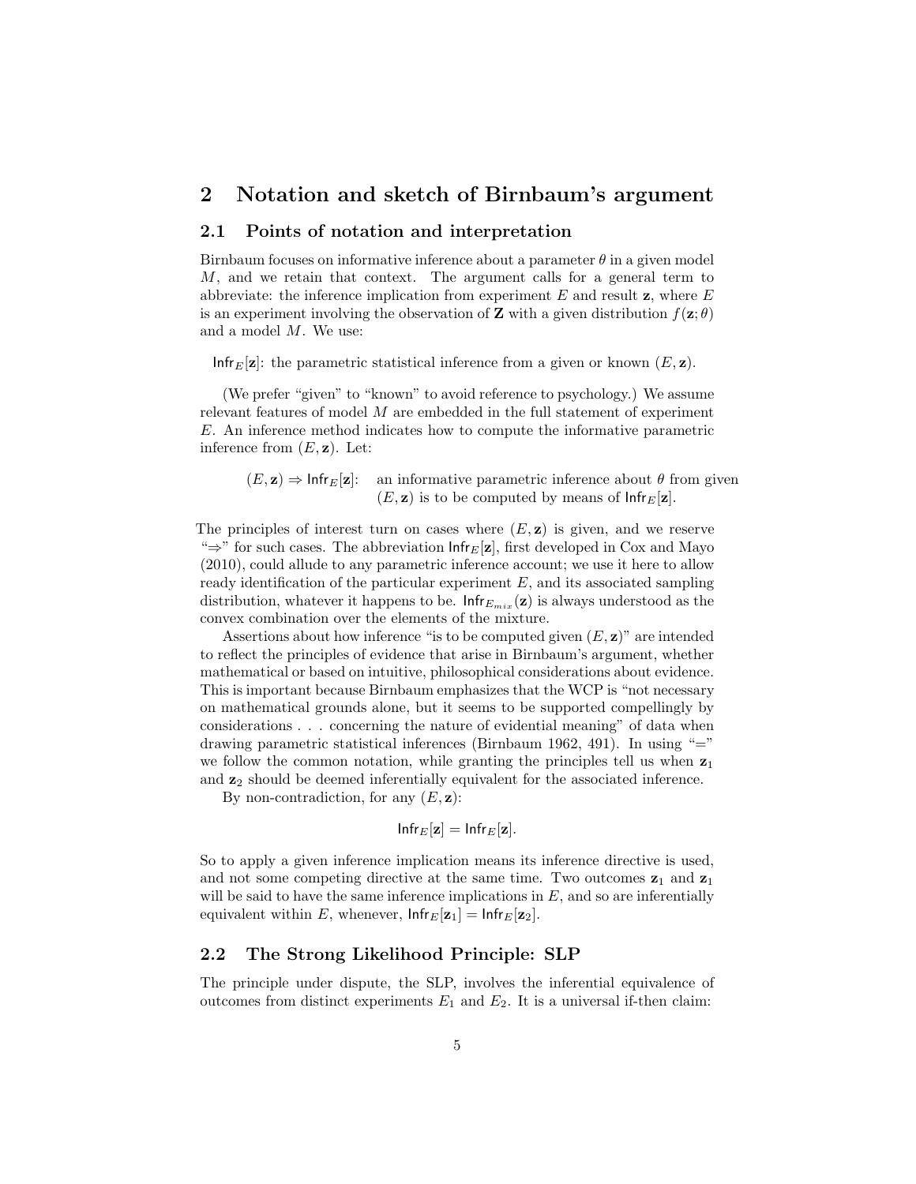## 2 Notation and sketch of Birnbaum's argument

### 2.1 Points of notation and interpretation

Birnbaum focuses on informative inference about a parameter $\theta$ in a given model $M$, and we retain that context. The argument calls for a general term to abbreviate: the inference implication from experiment $E$ and result $\mathbf{z}$, where $E$ is an experiment involving the observation of $\mathbf{Z}$ with a given distribution $f(\mathbf{z};\theta)$ and a model $M$. We use:

$\mathsf{Infr}_E[\mathbf{z}]$: the parametric statistical inference from a given or known $(E, \mathbf{z})$.

(We prefer "given" to "known" to avoid reference to psychology.) We assume relevant features of model $M$ are embedded in the full statement of experiment $E$. An inference method indicates how to compute the informative parametric inference from $(E, \mathbf{z})$. Let:

$(E, \mathbf{z}) \Rightarrow \mathsf{Infr}_E[\mathbf{z}]$: an informative parametric inference about $\theta$ from given $(E, \mathbf{z})$ is to be computed by means of $\mathsf{Infr}_E[\mathbf{z}]$.

The principles of interest turn on cases where $(E, \mathbf{z})$ is given, and we reserve "$\Rightarrow$" for such cases. The abbreviation $\mathsf{Infr}_E[\mathbf{z}]$, first developed in Cox and Mayo (2010), could allude to any parametric inference account; we use it here to allow ready identification of the particular experiment $E$, and its associated sampling distribution, whatever it happens to be. $\mathsf{Infr}_{E_{mix}}(\mathbf{z})$ is always understood as the convex combination over the elements of the mixture.

Assertions about how inference "is to be computed given $(E, \mathbf{z})$" are intended to reflect the principles of evidence that arise in Birnbaum's argument, whether mathematical or based on intuitive, philosophical considerations about evidence. This is important because Birnbaum emphasizes that the WCP is "not necessary on mathematical grounds alone, but it seems to be supported compellingly by considerations . . . concerning the nature of evidential meaning" of data when drawing parametric statistical inferences (Birnbaum 1962, 491). In using "=" we follow the common notation, while granting the principles tell us when $\mathbf{z}_1$ and $\mathbf{z}_2$ should be deemed inferentially equivalent for the associated inference.

By non-contradiction, for any $(E, \mathbf{z})$:

$$\mathsf{Infr}_E[\mathbf{z}] = \mathsf{Infr}_E[\mathbf{z}].$$

So to apply a given inference implication means its inference directive is used, and not some competing directive at the same time. Two outcomes $\mathbf{z}_1$ and $\mathbf{z}_1$ will be said to have the same inference implications in $E$, and so are inferentially equivalent within $E$, whenever, $\mathsf{Infr}_E[\mathbf{z}_1] = \mathsf{Infr}_E[\mathbf{z}_2]$.

### 2.2 The Strong Likelihood Principle: SLP

The principle under dispute, the SLP, involves the inferential equivalence of outcomes from distinct experiments $E_1$ and $E_2$. It is a universal if-then claim: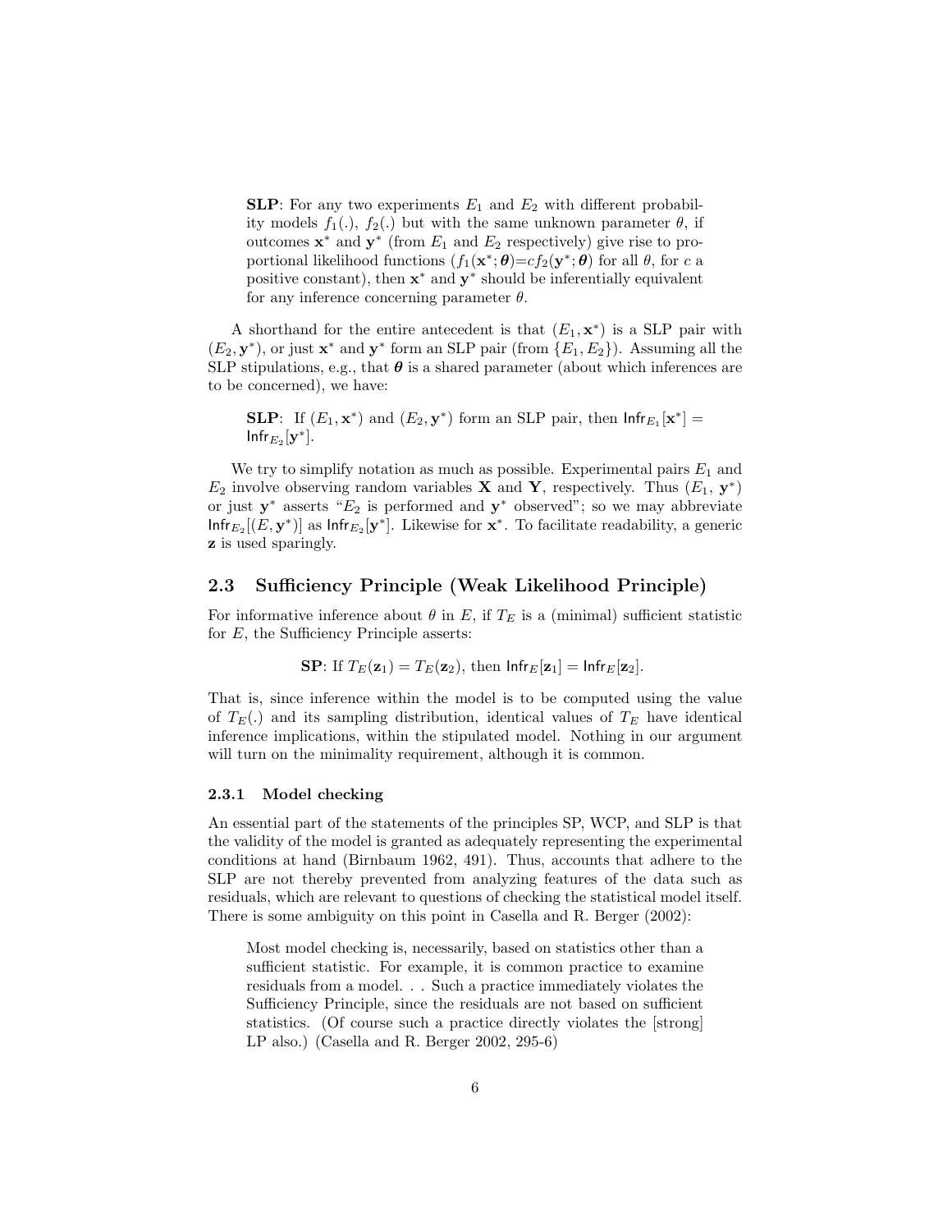> **SLP**: For any two experiments $E_1$ and $E_2$ with different probability models $f_1(.)$, $f_2(.)$ but with the same unknown parameter $\theta$, if outcomes $\mathbf{x}^*$ and $\mathbf{y}^*$ (from $E_1$ and $E_2$ respectively) give rise to proportional likelihood functions ($f_1(\mathbf{x}^*; \boldsymbol{\theta}) = c f_2(\mathbf{y}^*; \boldsymbol{\theta})$ for all $\theta$, for $c$ a positive constant), then $\mathbf{x}^*$ and $\mathbf{y}^*$ should be inferentially equivalent for any inference concerning parameter $\theta$.

A shorthand for the entire antecedent is that $(E_1, \mathbf{x}^*)$ is a SLP pair with $(E_2, \mathbf{y}^*)$, or just $\mathbf{x}^*$ and $\mathbf{y}^*$ form an SLP pair (from $\{E_1, E_2\}$). Assuming all the SLP stipulations, e.g., that $\boldsymbol{\theta}$ is a shared parameter (about which inferences are to be concerned), we have:

> **SLP**: If $(E_1, \mathbf{x}^*)$ and $(E_2, \mathbf{y}^*)$ form an SLP pair, then $\mathsf{Infr}_{E_1}[\mathbf{x}^*] = \mathsf{Infr}_{E_2}[\mathbf{y}^*]$.

We try to simplify notation as much as possible. Experimental pairs $E_1$ and $E_2$ involve observing random variables $\mathbf{X}$ and $\mathbf{Y}$, respectively. Thus $(E_1, \mathbf{y}^*)$ or just $\mathbf{y}^*$ asserts "$E_2$ is performed and $\mathbf{y}^*$ observed"; so we may abbreviate $\mathsf{Infr}_{E_2}[(E, \mathbf{y}^*)]$ as $\mathsf{Infr}_{E_2}[\mathbf{y}^*]$. Likewise for $\mathbf{x}^*$. To facilitate readability, a generic $\mathbf{z}$ is used sparingly.

## 2.3 Sufficiency Principle (Weak Likelihood Principle)

For informative inference about $\theta$ in $E$, if $T_E$ is a (minimal) sufficient statistic for $E$, the Sufficiency Principle asserts:

$$\textbf{SP}\text{: If } T_E(\mathbf{z}_1) = T_E(\mathbf{z}_2)\text{, then } \mathsf{Infr}_E[\mathbf{z}_1] = \mathsf{Infr}_E[\mathbf{z}_2].$$

That is, since inference within the model is to be computed using the value of $T_E(.)$ and its sampling distribution, identical values of $T_E$ have identical inference implications, within the stipulated model. Nothing in our argument will turn on the minimality requirement, although it is common.

### 2.3.1 Model checking

An essential part of the statements of the principles SP, WCP, and SLP is that the validity of the model is granted as adequately representing the experimental conditions at hand (Birnbaum 1962, 491). Thus, accounts that adhere to the SLP are not thereby prevented from analyzing features of the data such as residuals, which are relevant to questions of checking the statistical model itself. There is some ambiguity on this point in Casella and R. Berger (2002):

> Most model checking is, necessarily, based on statistics other than a sufficient statistic. For example, it is common practice to examine residuals from a model. . . Such a practice immediately violates the Sufficiency Principle, since the residuals are not based on sufficient statistics. (Of course such a practice directly violates the [strong] LP also.) (Casella and R. Berger 2002, 295-6)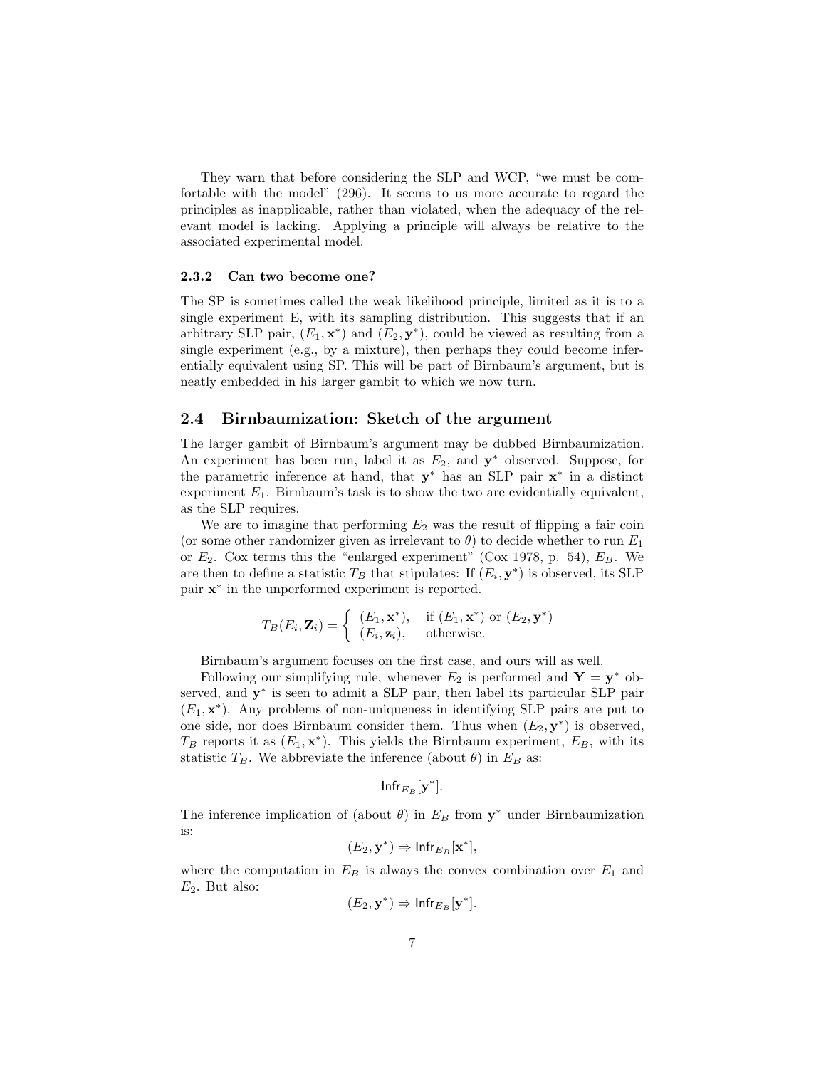They warn that before considering the SLP and WCP, "we must be comfortable with the model" (296). It seems to us more accurate to regard the principles as inapplicable, rather than violated, when the adequacy of the relevant model is lacking. Applying a principle will always be relative to the associated experimental model.

### 2.3.2 Can two become one?

The SP is sometimes called the weak likelihood principle, limited as it is to a single experiment E, with its sampling distribution. This suggests that if an arbitrary SLP pair, $(E_1, \mathbf{x}^*)$ and $(E_2, \mathbf{y}^*)$, could be viewed as resulting from a single experiment (e.g., by a mixture), then perhaps they could become inferentially equivalent using SP. This will be part of Birnbaum's argument, but is neatly embedded in his larger gambit to which we now turn.

## 2.4 Birnbaumization: Sketch of the argument

The larger gambit of Birnbaum's argument may be dubbed Birnbaumization. An experiment has been run, label it as $E_2$, and $\mathbf{y}^*$ observed. Suppose, for the parametric inference at hand, that $\mathbf{y}^*$ has an SLP pair $\mathbf{x}^*$ in a distinct experiment $E_1$. Birnbaum's task is to show the two are evidentially equivalent, as the SLP requires.

We are to imagine that performing $E_2$ was the result of flipping a fair coin (or some other randomizer given as irrelevant to $\theta$) to decide whether to run $E_1$ or $E_2$. Cox terms this the "enlarged experiment" (Cox 1978, p. 54), $E_B$. We are then to define a statistic $T_B$ that stipulates: If $(E_i, \mathbf{y}^*)$ is observed, its SLP pair $\mathbf{x}^*$ in the unperformed experiment is reported.

$$T_B(E_i, \mathbf{Z}_i) = \begin{cases} (E_1, \mathbf{x}^*), & \text{if } (E_1, \mathbf{x}^*) \text{ or } (E_2, \mathbf{y}^*) \\ (E_i, \mathbf{z}_i), & \text{otherwise.} \end{cases}$$

Birnbaum's argument focuses on the first case, and ours will as well.

Following our simplifying rule, whenever $E_2$ is performed and $\mathbf{Y} = \mathbf{y}^*$ observed, and $\mathbf{y}^*$ is seen to admit a SLP pair, then label its particular SLP pair $(E_1, \mathbf{x}^*)$. Any problems of non-uniqueness in identifying SLP pairs are put to one side, nor does Birnbaum consider them. Thus when $(E_2, \mathbf{y}^*)$ is observed, $T_B$ reports it as $(E_1, \mathbf{x}^*)$. This yields the Birnbaum experiment, $E_B$, with its statistic $T_B$. We abbreviate the inference (about $\theta$) in $E_B$ as:

$$\mathsf{Infr}_{E_B}[\mathbf{y}^*].$$

The inference implication of (about $\theta$) in $E_B$ from $\mathbf{y}^*$ under Birnbaumization is:

$$(E_2, \mathbf{y}^*) \Rightarrow \mathsf{Infr}_{E_B}[\mathbf{x}^*],$$

where the computation in $E_B$ is always the convex combination over $E_1$ and $E_2$. But also:

$$(E_2, \mathbf{y}^*) \Rightarrow \mathsf{Infr}_{E_B}[\mathbf{y}^*].$$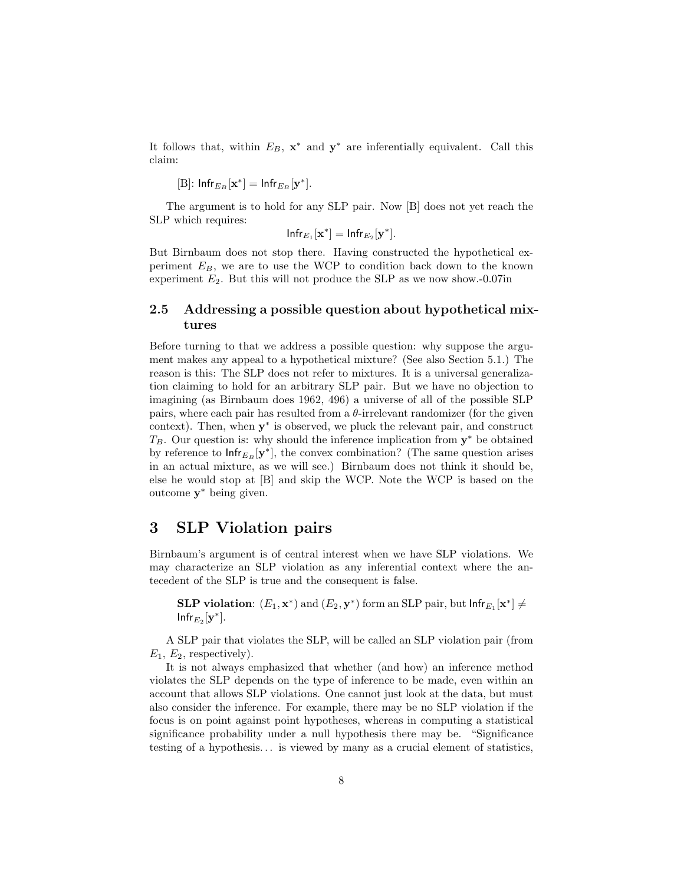It follows that, within $E_B$, $\mathbf{x}^*$ and $\mathbf{y}^*$ are inferentially equivalent. Call this claim:

[B]: $\mathsf{Infr}_{E_B}[\mathbf{x}^*] = \mathsf{Infr}_{E_B}[\mathbf{y}^*]$.

The argument is to hold for any SLP pair. Now [B] does not yet reach the SLP which requires:

$$\mathsf{Infr}_{E_1}[\mathbf{x}^*] = \mathsf{Infr}_{E_2}[\mathbf{y}^*].$$

But Birnbaum does not stop there. Having constructed the hypothetical experiment $E_B$, we are to use the WCP to condition back down to the known experiment $E_2$. But this will not produce the SLP as we now show.-0.07in

### 2.5 Addressing a possible question about hypothetical mixtures

Before turning to that we address a possible question: why suppose the argument makes any appeal to a hypothetical mixture? (See also Section 5.1.) The reason is this: The SLP does not refer to mixtures. It is a universal generalization claiming to hold for an arbitrary SLP pair. But we have no objection to imagining (as Birnbaum does 1962, 496) a universe of all of the possible SLP pairs, where each pair has resulted from a $\theta$-irrelevant randomizer (for the given context). Then, when $\mathbf{y}^*$ is observed, we pluck the relevant pair, and construct $T_B$. Our question is: why should the inference implication from $\mathbf{y}^*$ be obtained by reference to $\mathsf{Infr}_{E_B}[\mathbf{y}^*]$, the convex combination? (The same question arises in an actual mixture, as we will see.) Birnbaum does not think it should be, else he would stop at [B] and skip the WCP. Note the WCP is based on the outcome $\mathbf{y}^*$ being given.

## 3 SLP Violation pairs

Birnbaum's argument is of central interest when we have SLP violations. We may characterize an SLP violation as any inferential context where the antecedent of the SLP is true and the consequent is false.

> **SLP violation**: $(E_1, \mathbf{x}^*)$ and $(E_2, \mathbf{y}^*)$ form an SLP pair, but $\mathsf{Infr}_{E_1}[\mathbf{x}^*] \neq \mathsf{Infr}_{E_2}[\mathbf{y}^*]$.

A SLP pair that violates the SLP, will be called an SLP violation pair (from $E_1$, $E_2$, respectively).

It is not always emphasized that whether (and how) an inference method violates the SLP depends on the type of inference to be made, even within an account that allows SLP violations. One cannot just look at the data, but must also consider the inference. For example, there may be no SLP violation if the focus is on point against point hypotheses, whereas in computing a statistical significance probability under a null hypothesis there may be. "Significance testing of a hypothesis... is viewed by many as a crucial element of statistics,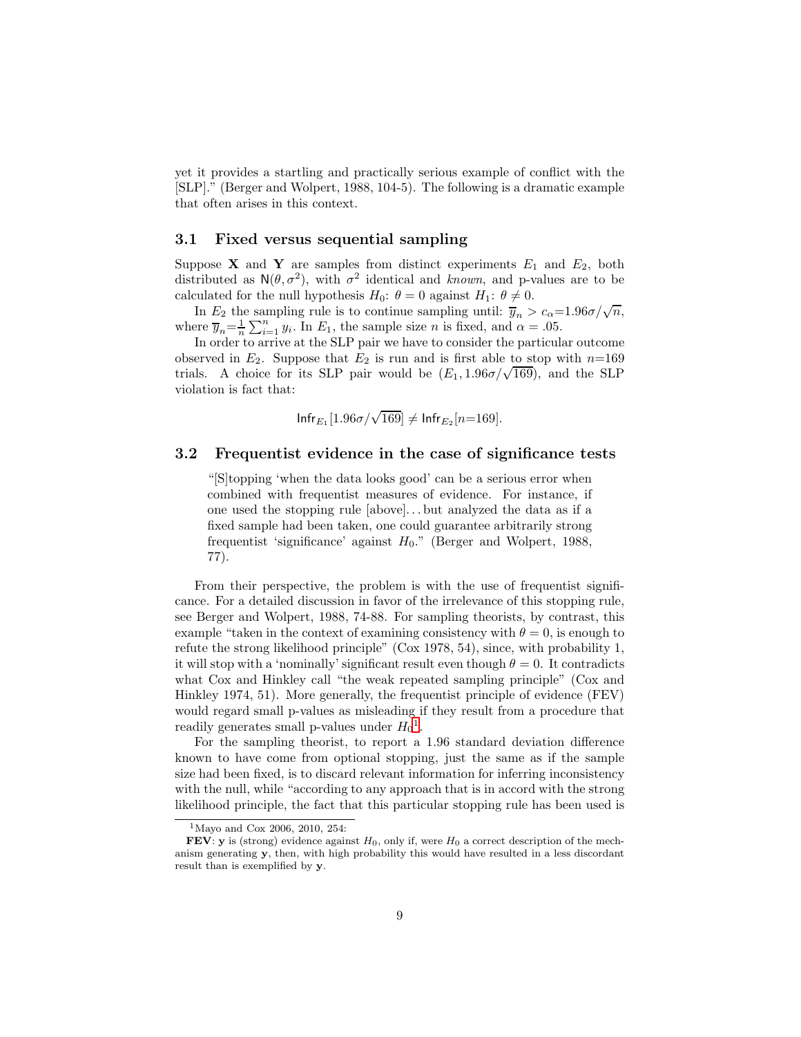yet it provides a startling and practically serious example of conflict with the [SLP]." (Berger and Wolpert, 1988, 104-5). The following is a dramatic example that often arises in this context.

### 3.1 Fixed versus sequential sampling

Suppose $\mathbf{X}$ and $\mathbf{Y}$ are samples from distinct experiments $E_1$ and $E_2$, both distributed as $\mathsf{N}(\theta, \sigma^2)$, with $\sigma^2$ identical and *known*, and p-values are to be calculated for the null hypothesis $H_0$: $\theta = 0$ against $H_1$: $\theta \neq 0$.

In $E_2$ the sampling rule is to continue sampling until: $\overline{y}_n > c_\alpha = 1.96\sigma/\sqrt{n}$, where $\overline{y}_n = \frac{1}{n}\sum_{i=1}^{n} y_i$. In $E_1$, the sample size $n$ is fixed, and $\alpha = .05$.

In order to arrive at the SLP pair we have to consider the particular outcome observed in $E_2$. Suppose that $E_2$ is run and is first able to stop with $n$=169 trials. A choice for its SLP pair would be $(E_1, 1.96\sigma/\sqrt{169})$, and the SLP violation is fact that:

$$\mathsf{Infr}_{E_1}[1.96\sigma/\sqrt{169}] \neq \mathsf{Infr}_{E_2}[n{=}169].$$

### 3.2 Frequentist evidence in the case of significance tests

> "[S]topping 'when the data looks good' can be a serious error when combined with frequentist measures of evidence. For instance, if one used the stopping rule [above]...but analyzed the data as if a fixed sample had been taken, one could guarantee arbitrarily strong frequentist 'significance' against $H_0$." (Berger and Wolpert, 1988, 77).

From their perspective, the problem is with the use of frequentist significance. For a detailed discussion in favor of the irrelevance of this stopping rule, see Berger and Wolpert, 1988, 74-88. For sampling theorists, by contrast, this example "taken in the context of examining consistency with $\theta = 0$, is enough to refute the strong likelihood principle" (Cox 1978, 54), since, with probability 1, it will stop with a 'nominally' significant result even though $\theta = 0$. It contradicts what Cox and Hinkley call "the weak repeated sampling principle" (Cox and Hinkley 1974, 51). More generally, the frequentist principle of evidence (FEV) would regard small p-values as misleading if they result from a procedure that readily generates small p-values under $H_0$[1].

For the sampling theorist, to report a 1.96 standard deviation difference known to have come from optional stopping, just the same as if the sample size had been fixed, is to discard relevant information for inferring inconsistency with the null, while "according to any approach that is in accord with the strong likelihood principle, the fact that this particular stopping rule has been used is

---

[1] Mayo and Cox 2006, 2010, 254:

**FEV**: $\mathbf{y}$ is (strong) evidence against $H_0$, only if, were $H_0$ a correct description of the mechanism generating $\mathbf{y}$, then, with high probability this would have resulted in a less discordant result than is exemplified by $\mathbf{y}$.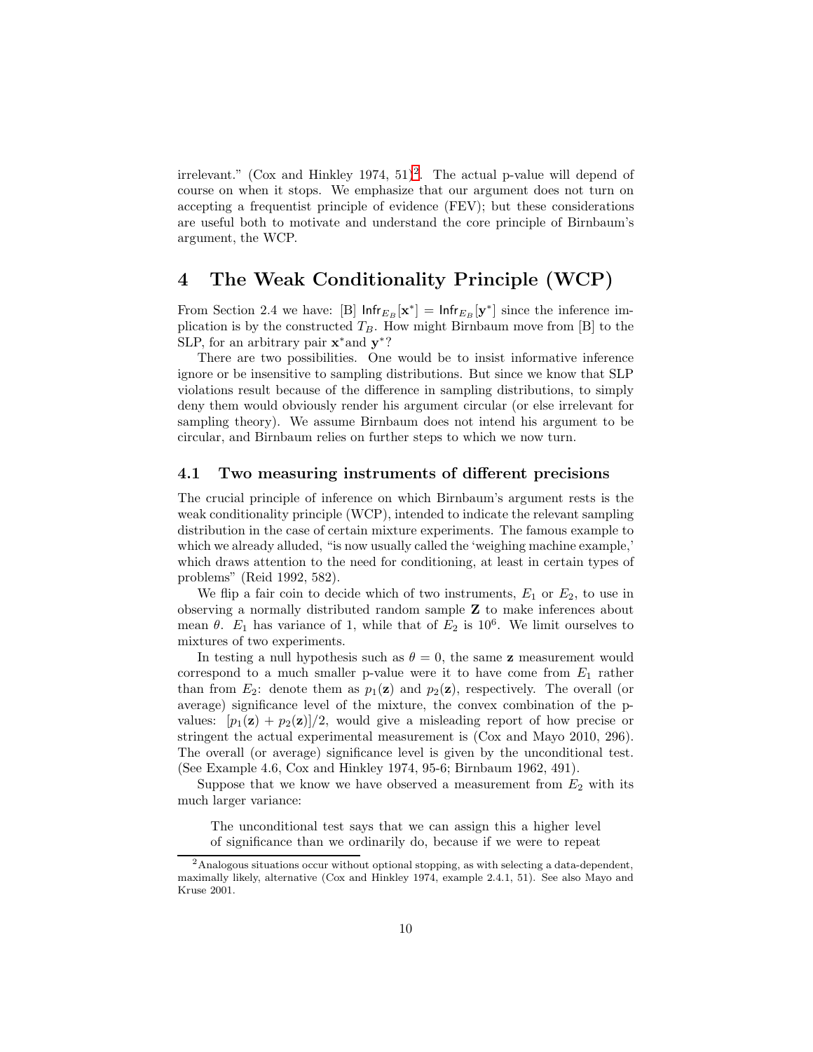irrelevant." (Cox and Hinkley 1974, 51)[2]. The actual p-value will depend of course on when it stops. We emphasize that our argument does not turn on accepting a frequentist principle of evidence (FEV); but these considerations are useful both to motivate and understand the core principle of Birnbaum's argument, the WCP.

# 4 The Weak Conditionality Principle (WCP)

From Section 2.4 we have: [B] $\mathsf{Infr}_{E_B}[\mathbf{x}^*] = \mathsf{Infr}_{E_B}[\mathbf{y}^*]$ since the inference implication is by the constructed $T_B$. How might Birnbaum move from [B] to the SLP, for an arbitrary pair $\mathbf{x}^*$and $\mathbf{y}^*$?

There are two possibilities. One would be to insist informative inference ignore or be insensitive to sampling distributions. But since we know that SLP violations result because of the difference in sampling distributions, to simply deny them would obviously render his argument circular (or else irrelevant for sampling theory). We assume Birnbaum does not intend his argument to be circular, and Birnbaum relies on further steps to which we now turn.

## 4.1 Two measuring instruments of different precisions

The crucial principle of inference on which Birnbaum's argument rests is the weak conditionality principle (WCP), intended to indicate the relevant sampling distribution in the case of certain mixture experiments. The famous example to which we already alluded, "is now usually called the 'weighing machine example,' which draws attention to the need for conditioning, at least in certain types of problems" (Reid 1992, 582).

We flip a fair coin to decide which of two instruments, $E_1$ or $E_2$, to use in observing a normally distributed random sample $\mathbf{Z}$ to make inferences about mean $\theta$. $E_1$ has variance of 1, while that of $E_2$ is $10^6$. We limit ourselves to mixtures of two experiments.

In testing a null hypothesis such as $\theta = 0$, the same $\mathbf{z}$ measurement would correspond to a much smaller p-value were it to have come from $E_1$ rather than from $E_2$: denote them as $p_1(\mathbf{z})$ and $p_2(\mathbf{z})$, respectively. The overall (or average) significance level of the mixture, the convex combination of the p-values: $[p_1(\mathbf{z}) + p_2(\mathbf{z})]/2$, would give a misleading report of how precise or stringent the actual experimental measurement is (Cox and Mayo 2010, 296). The overall (or average) significance level is given by the unconditional test. (See Example 4.6, Cox and Hinkley 1974, 95-6; Birnbaum 1962, 491).

Suppose that we know we have observed a measurement from $E_2$ with its much larger variance:

> The unconditional test says that we can assign this a higher level of significance than we ordinarily do, because if we were to repeat

[2] Analogous situations occur without optional stopping, as with selecting a data-dependent, maximally likely, alternative (Cox and Hinkley 1974, example 2.4.1, 51). See also Mayo and Kruse 2001.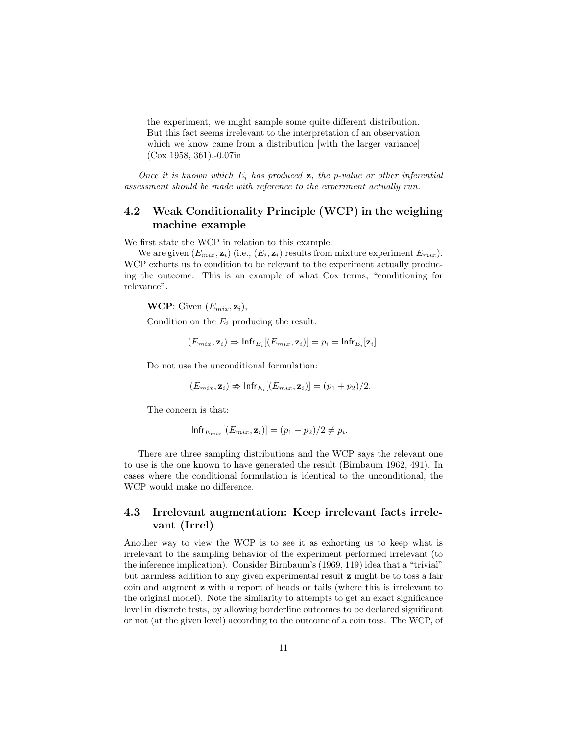> the experiment, we might sample some quite different distribution. But this fact seems irrelevant to the interpretation of an observation which we know came from a distribution [with the larger variance] (Cox 1958, 361).-0.07in

*Once it is known which $E_i$ has produced* **z***, the p-value or other inferential assessment should be made with reference to the experiment actually run.*

## 4.2 Weak Conditionality Principle (WCP) in the weighing machine example

We first state the WCP in relation to this example.

We are given $(E_{mix}, \mathbf{z}_i)$ (i.e., $(E_i, \mathbf{z}_i)$ results from mixture experiment $E_{mix}$). WCP exhorts us to condition to be relevant to the experiment actually producing the outcome. This is an example of what Cox terms, "conditioning for relevance".

**WCP**: Given $(E_{mix}, \mathbf{z}_i)$,

Condition on the $E_i$ producing the result:

$$(E_{mix}, \mathbf{z}_i) \Rightarrow \mathsf{Infr}_{E_i}[(E_{mix}, \mathbf{z}_i)] = p_i = \mathsf{Infr}_{E_i}[\mathbf{z}_i].$$

Do not use the unconditional formulation:

$$(E_{mix}, \mathbf{z}_i) \nRightarrow \mathsf{Infr}_{E_i}[(E_{mix}, \mathbf{z}_i)] = (p_1 + p_2)/2.$$

The concern is that:

$$\mathsf{Infr}_{E_{mix}}[(E_{mix}, \mathbf{z}_i)] = (p_1 + p_2)/2 \neq p_i.$$

There are three sampling distributions and the WCP says the relevant one to use is the one known to have generated the result (Birnbaum 1962, 491). In cases where the conditional formulation is identical to the unconditional, the WCP would make no difference.

## 4.3 Irrelevant augmentation: Keep irrelevant facts irrelevant (Irrel)

Another way to view the WCP is to see it as exhorting us to keep what is irrelevant to the sampling behavior of the experiment performed irrelevant (to the inference implication). Consider Birnbaum's (1969, 119) idea that a "trivial" but harmless addition to any given experimental result **z** might be to toss a fair coin and augment **z** with a report of heads or tails (where this is irrelevant to the original model). Note the similarity to attempts to get an exact significance level in discrete tests, by allowing borderline outcomes to be declared significant or not (at the given level) according to the outcome of a coin toss. The WCP, of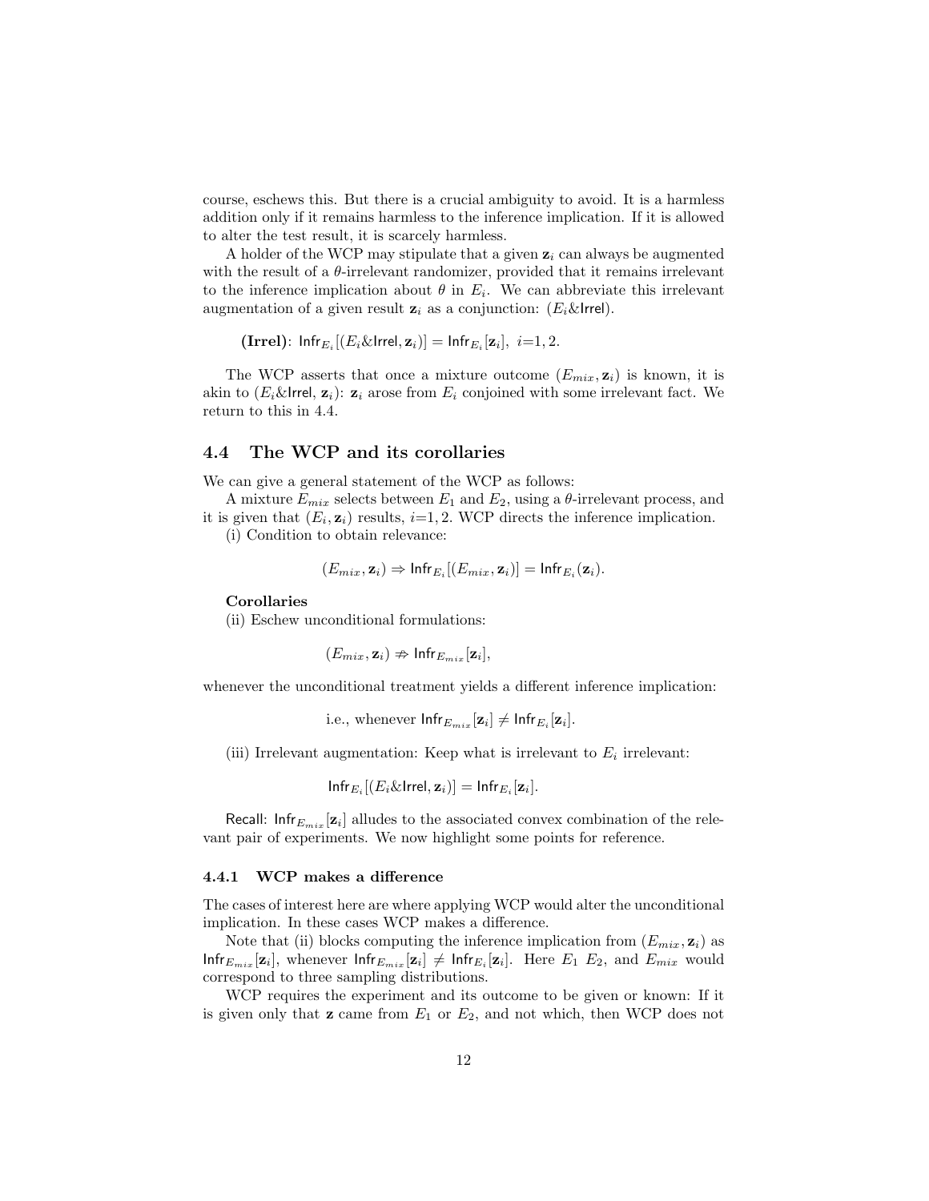course, eschews this. But there is a crucial ambiguity to avoid. It is a harmless addition only if it remains harmless to the inference implication. If it is allowed to alter the test result, it is scarcely harmless.

A holder of the WCP may stipulate that a given $\mathbf{z}_i$ can always be augmented with the result of a $\theta$-irrelevant randomizer, provided that it remains irrelevant to the inference implication about $\theta$ in $E_i$. We can abbreviate this irrelevant augmentation of a given result $\mathbf{z}_i$ as a conjunction: ($E_i$&$\mathsf{Irrel}$).

**(Irrel)**: $\mathsf{Infr}_{E_i}[(E_i\&\mathsf{Irrel}, \mathbf{z}_i)] = \mathsf{Infr}_{E_i}[\mathbf{z}_i],\ i{=}1,2.$

The WCP asserts that once a mixture outcome $(E_{mix}, \mathbf{z}_i)$ is known, it is akin to ($E_i$&$\mathsf{Irrel}$, $\mathbf{z}_i$): $\mathbf{z}_i$ arose from $E_i$ conjoined with some irrelevant fact. We return to this in 4.4.

## 4.4 The WCP and its corollaries

We can give a general statement of the WCP as follows:

A mixture $E_{mix}$ selects between $E_1$ and $E_2$, using a $\theta$-irrelevant process, and it is given that $(E_i, \mathbf{z}_i)$ results, $i{=}1,2$. WCP directs the inference implication.

(i) Condition to obtain relevance:

$$(E_{mix}, \mathbf{z}_i) \Rightarrow \mathsf{Infr}_{E_i}[(E_{mix}, \mathbf{z}_i)] = \mathsf{Infr}_{E_i}(\mathbf{z}_i).$$

**Corollaries**

(ii) Eschew unconditional formulations:

$$(E_{mix}, \mathbf{z}_i) \nRightarrow \mathsf{Infr}_{E_{mix}}[\mathbf{z}_i],$$

whenever the unconditional treatment yields a different inference implication:

i.e., whenever $\mathsf{Infr}_{E_{mix}}[\mathbf{z}_i] \neq \mathsf{Infr}_{E_i}[\mathbf{z}_i]$.

(iii) Irrelevant augmentation: Keep what is irrelevant to $E_i$ irrelevant:

$$\mathsf{Infr}_{E_i}[(E_i\&\mathsf{Irrel}, \mathbf{z}_i)] = \mathsf{Infr}_{E_i}[\mathbf{z}_i].$$

Recall: $\mathsf{Infr}_{E_{mix}}[\mathbf{z}_i]$ alludes to the associated convex combination of the relevant pair of experiments. We now highlight some points for reference.

### 4.4.1 WCP makes a difference

The cases of interest here are where applying WCP would alter the unconditional implication. In these cases WCP makes a difference.

Note that (ii) blocks computing the inference implication from $(E_{mix}, \mathbf{z}_i)$ as $\mathsf{Infr}_{E_{mix}}[\mathbf{z}_i]$, whenever $\mathsf{Infr}_{E_{mix}}[\mathbf{z}_i] \neq \mathsf{Infr}_{E_i}[\mathbf{z}_i]$. Here $E_1$ $E_2$, and $E_{mix}$ would correspond to three sampling distributions.

WCP requires the experiment and its outcome to be given or known: If it is given only that $\mathbf{z}$ came from $E_1$ or $E_2$, and not which, then WCP does not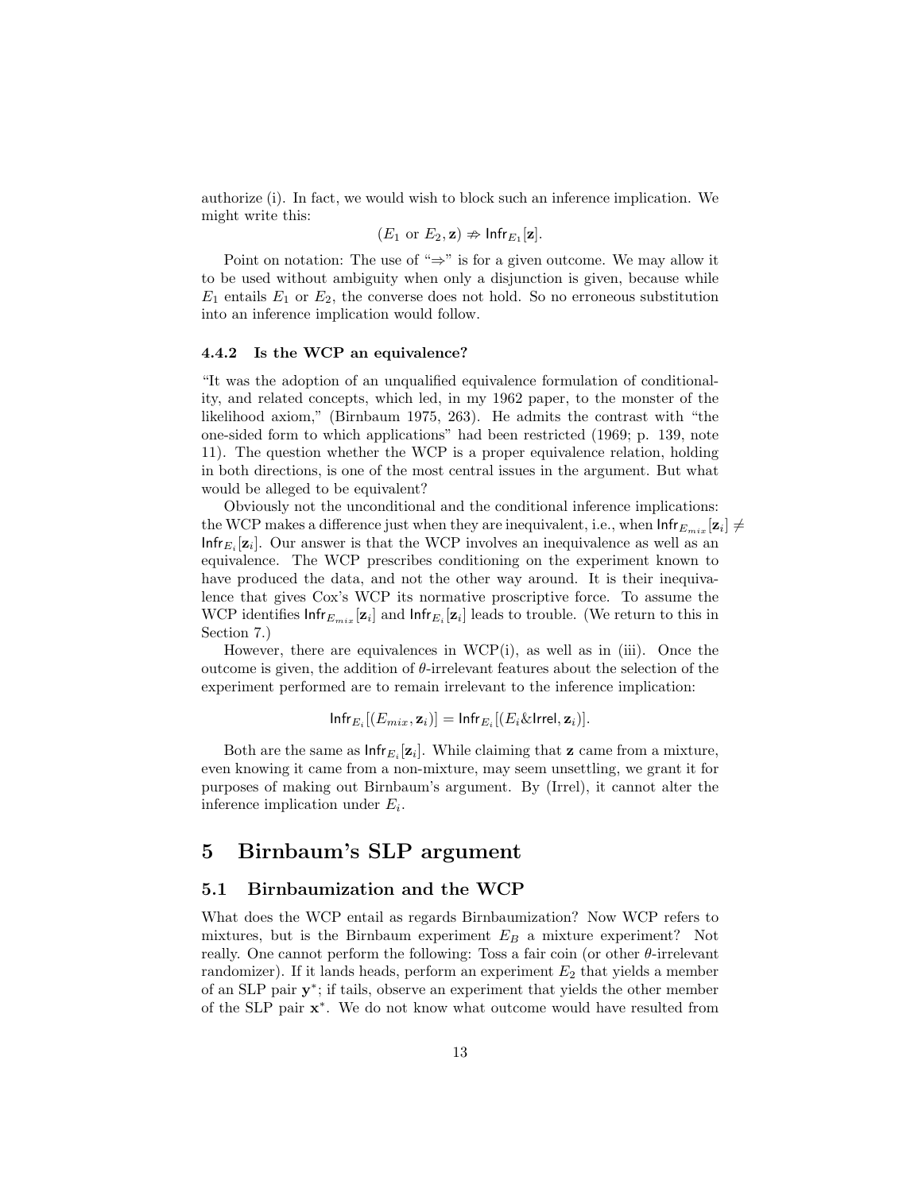authorize (i). In fact, we would wish to block such an inference implication. We might write this:

$$(E_1 \text{ or } E_2, \mathbf{z}) \nRightarrow \mathsf{Infr}_{E_1}[\mathbf{z}].$$

Point on notation: The use of "$\Rightarrow$" is for a given outcome. We may allow it to be used without ambiguity when only a disjunction is given, because while $E_1$ entails $E_1$ or $E_2$, the converse does not hold. So no erroneous substitution into an inference implication would follow.

#### 4.4.2 Is the WCP an equivalence?

"It was the adoption of an unqualified equivalence formulation of conditionality, and related concepts, which led, in my 1962 paper, to the monster of the likelihood axiom," (Birnbaum 1975, 263). He admits the contrast with "the one-sided form to which applications" had been restricted (1969; p. 139, note 11). The question whether the WCP is a proper equivalence relation, holding in both directions, is one of the most central issues in the argument. But what would be alleged to be equivalent?

Obviously not the unconditional and the conditional inference implications: the WCP makes a difference just when they are inequivalent, i.e., when $\mathsf{Infr}_{E_{mix}}[\mathbf{z}_i] \neq \mathsf{Infr}_{E_i}[\mathbf{z}_i]$. Our answer is that the WCP involves an inequivalence as well as an equivalence. The WCP prescribes conditioning on the experiment known to have produced the data, and not the other way around. It is their inequivalence that gives Cox's WCP its normative proscriptive force. To assume the WCP identifies $\mathsf{Infr}_{E_{mix}}[\mathbf{z}_i]$ and $\mathsf{Infr}_{E_i}[\mathbf{z}_i]$ leads to trouble. (We return to this in Section 7.)

However, there are equivalences in WCP(i), as well as in (iii). Once the outcome is given, the addition of $\theta$-irrelevant features about the selection of the experiment performed are to remain irrelevant to the inference implication:

$$\mathsf{Infr}_{E_i}[(E_{mix}, \mathbf{z}_i)] = \mathsf{Infr}_{E_i}[(E_i \& \mathsf{Irrel}, \mathbf{z}_i)].$$

Both are the same as $\mathsf{Infr}_{E_i}[\mathbf{z}_i]$. While claiming that $\mathbf{z}$ came from a mixture, even knowing it came from a non-mixture, may seem unsettling, we grant it for purposes of making out Birnbaum's argument. By (Irrel), it cannot alter the inference implication under $E_i$.

# 5 Birnbaum's SLP argument

## 5.1 Birnbaumization and the WCP

What does the WCP entail as regards Birnbaumization? Now WCP refers to mixtures, but is the Birnbaum experiment $E_B$ a mixture experiment? Not really. One cannot perform the following: Toss a fair coin (or other $\theta$-irrelevant randomizer). If it lands heads, perform an experiment $E_2$ that yields a member of an SLP pair $\mathbf{y}^*$; if tails, observe an experiment that yields the other member of the SLP pair $\mathbf{x}^*$. We do not know what outcome would have resulted from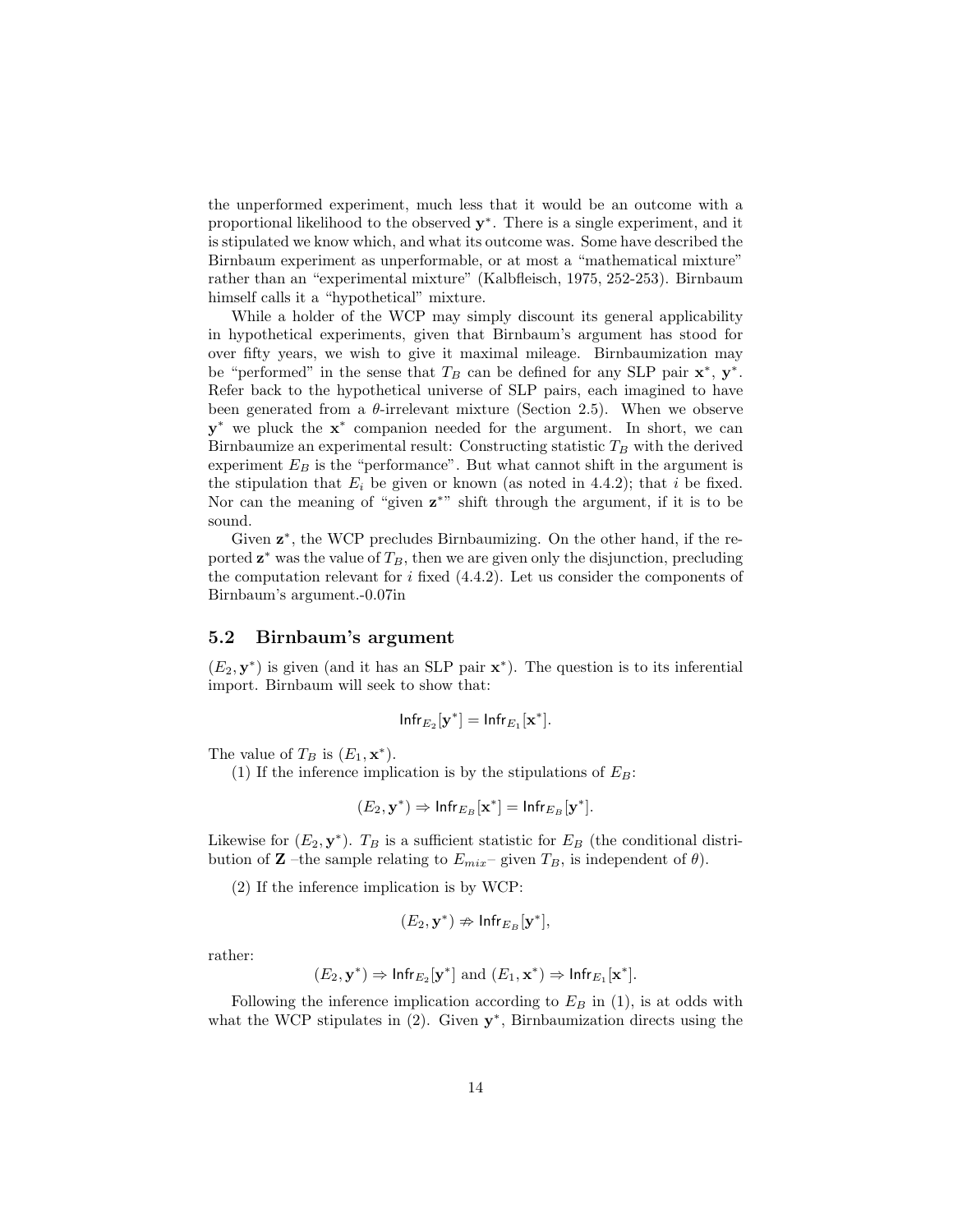the unperformed experiment, much less that it would be an outcome with a proportional likelihood to the observed $\mathbf{y}^*$. There is a single experiment, and it is stipulated we know which, and what its outcome was. Some have described the Birnbaum experiment as unperformable, or at most a "mathematical mixture" rather than an "experimental mixture" (Kalbfleisch, 1975, 252-253). Birnbaum himself calls it a "hypothetical" mixture.

While a holder of the WCP may simply discount its general applicability in hypothetical experiments, given that Birnbaum's argument has stood for over fifty years, we wish to give it maximal mileage. Birnbaumization may be "performed" in the sense that $T_B$ can be defined for any SLP pair $\mathbf{x}^*$, $\mathbf{y}^*$. Refer back to the hypothetical universe of SLP pairs, each imagined to have been generated from a $\theta$-irrelevant mixture (Section 2.5). When we observe $\mathbf{y}^*$ we pluck the $\mathbf{x}^*$ companion needed for the argument. In short, we can Birnbaumize an experimental result: Constructing statistic $T_B$ with the derived experiment $E_B$ is the "performance". But what cannot shift in the argument is the stipulation that $E_i$ be given or known (as noted in 4.4.2); that $i$ be fixed. Nor can the meaning of "given $\mathbf{z}^*$" shift through the argument, if it is to be sound.

Given $\mathbf{z}^*$, the WCP precludes Birnbaumizing. On the other hand, if the reported $\mathbf{z}^*$ was the value of $T_B$, then we are given only the disjunction, precluding the computation relevant for $i$ fixed (4.4.2). Let us consider the components of Birnbaum's argument.-0.07in

### 5.2 Birnbaum's argument

$(E_2, \mathbf{y}^*)$ is given (and it has an SLP pair $\mathbf{x}^*$). The question is to its inferential import. Birnbaum will seek to show that:

$$\mathsf{Infr}_{E_2}[\mathbf{y}^*] = \mathsf{Infr}_{E_1}[\mathbf{x}^*].$$

The value of $T_B$ is $(E_1, \mathbf{x}^*)$.

(1) If the inference implication is by the stipulations of $E_B$:

$$(E_2, \mathbf{y}^*) \Rightarrow \mathsf{Infr}_{E_B}[\mathbf{x}^*] = \mathsf{Infr}_{E_B}[\mathbf{y}^*].$$

Likewise for $(E_2, \mathbf{y}^*)$. $T_B$ is a sufficient statistic for $E_B$ (the conditional distribution of $\mathbf{Z}$ –the sample relating to $E_{mix}$– given $T_B$, is independent of $\theta$).

(2) If the inference implication is by WCP:

$$(E_2, \mathbf{y}^*) \not\Rightarrow \mathsf{Infr}_{E_B}[\mathbf{y}^*],$$

rather:

$$(E_2, \mathbf{y}^*) \Rightarrow \mathsf{Infr}_{E_2}[\mathbf{y}^*] \text{ and } (E_1, \mathbf{x}^*) \Rightarrow \mathsf{Infr}_{E_1}[\mathbf{x}^*].$$

Following the inference implication according to $E_B$ in (1), is at odds with what the WCP stipulates in (2). Given $\mathbf{y}^*$, Birnbaumization directs using the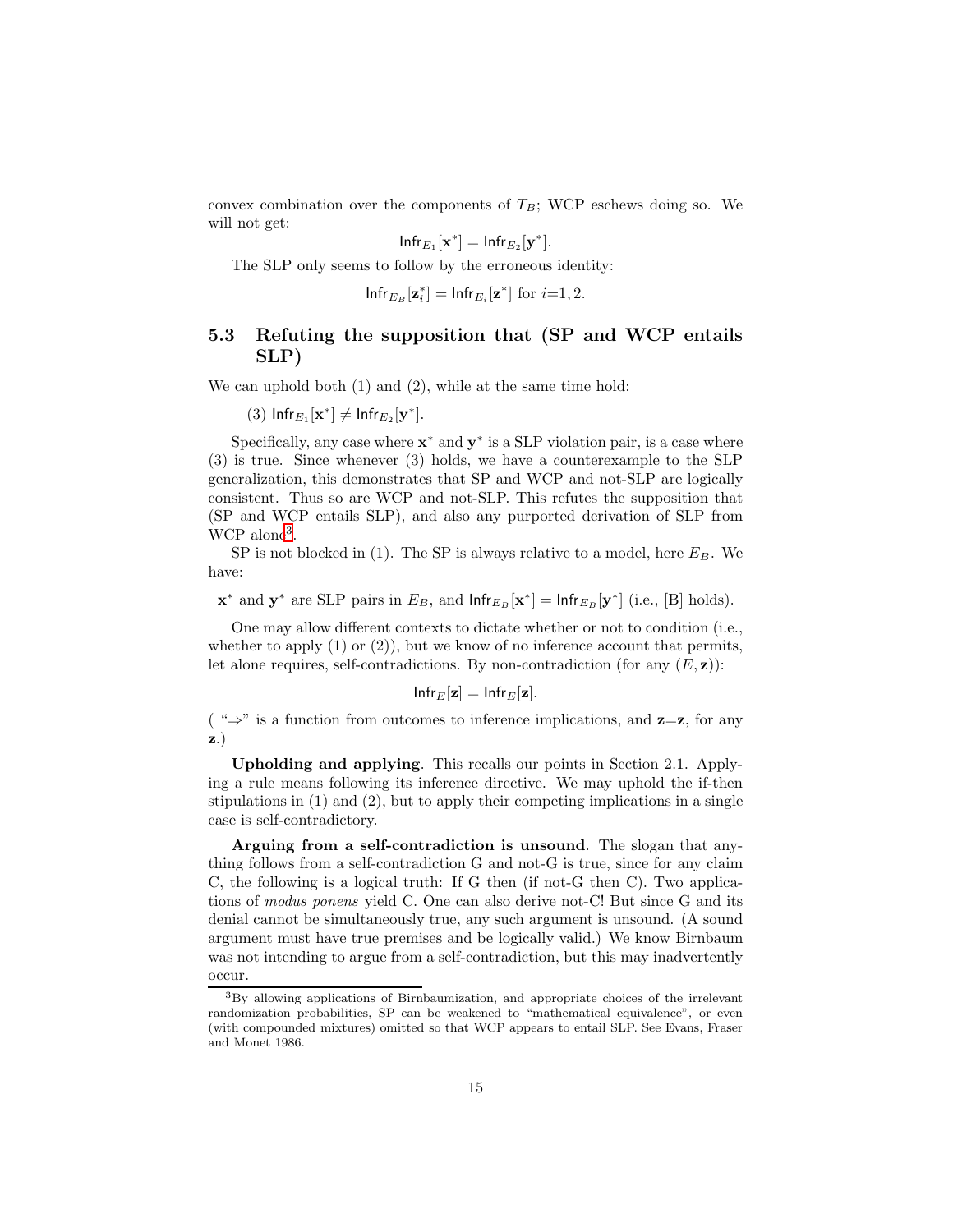convex combination over the components of $T_B$; WCP eschews doing so. We will not get:

$$\mathsf{Infr}_{E_1}[\mathbf{x}^*] = \mathsf{Infr}_{E_2}[\mathbf{y}^*].$$

The SLP only seems to follow by the erroneous identity:

$$\mathsf{Infr}_{E_B}[\mathbf{z}_i^*] = \mathsf{Infr}_{E_i}[\mathbf{z}^*] \text{ for } i{=}1, 2.$$

### 5.3 Refuting the supposition that (SP and WCP entails SLP)

We can uphold both (1) and (2), while at the same time hold:

(3) $\mathsf{Infr}_{E_1}[\mathbf{x}^*] \neq \mathsf{Infr}_{E_2}[\mathbf{y}^*]$.

Specifically, any case where $\mathbf{x}^*$ and $\mathbf{y}^*$ is a SLP violation pair, is a case where (3) is true. Since whenever (3) holds, we have a counterexample to the SLP generalization, this demonstrates that SP and WCP and not-SLP are logically consistent. Thus so are WCP and not-SLP. This refutes the supposition that (SP and WCP entails SLP), and also any purported derivation of SLP from WCP alone[3].

SP is not blocked in (1). The SP is always relative to a model, here $E_B$. We have:

$\mathbf{x}^*$ and $\mathbf{y}^*$ are SLP pairs in $E_B$, and $\mathsf{Infr}_{E_B}[\mathbf{x}^*] = \mathsf{Infr}_{E_B}[\mathbf{y}^*]$ (i.e., [B] holds).

One may allow different contexts to dictate whether or not to condition (i.e., whether to apply (1) or (2)), but we know of no inference account that permits, let alone requires, self-contradictions. By non-contradiction (for any $(E, \mathbf{z})$):

$$\mathsf{Infr}_{E}[\mathbf{z}] = \mathsf{Infr}_{E}[\mathbf{z}].$$

( "$\Rightarrow$" is a function from outcomes to inference implications, and $\mathbf{z}{=}\mathbf{z}$, for any $\mathbf{z}$.)

**Upholding and applying**. This recalls our points in Section 2.1. Applying a rule means following its inference directive. We may uphold the if-then stipulations in (1) and (2), but to apply their competing implications in a single case is self-contradictory.

**Arguing from a self-contradiction is unsound**. The slogan that anything follows from a self-contradiction G and not-G is true, since for any claim C, the following is a logical truth: If G then (if not-G then C). Two applications of *modus ponens* yield C. One can also derive not-C! But since G and its denial cannot be simultaneously true, any such argument is unsound. (A sound argument must have true premises and be logically valid.) We know Birnbaum was not intending to argue from a self-contradiction, but this may inadvertently occur.

[3] By allowing applications of Birnbaumization, and appropriate choices of the irrelevant randomization probabilities, SP can be weakened to "mathematical equivalence", or even (with compounded mixtures) omitted so that WCP appears to entail SLP. See Evans, Fraser and Monet 1986.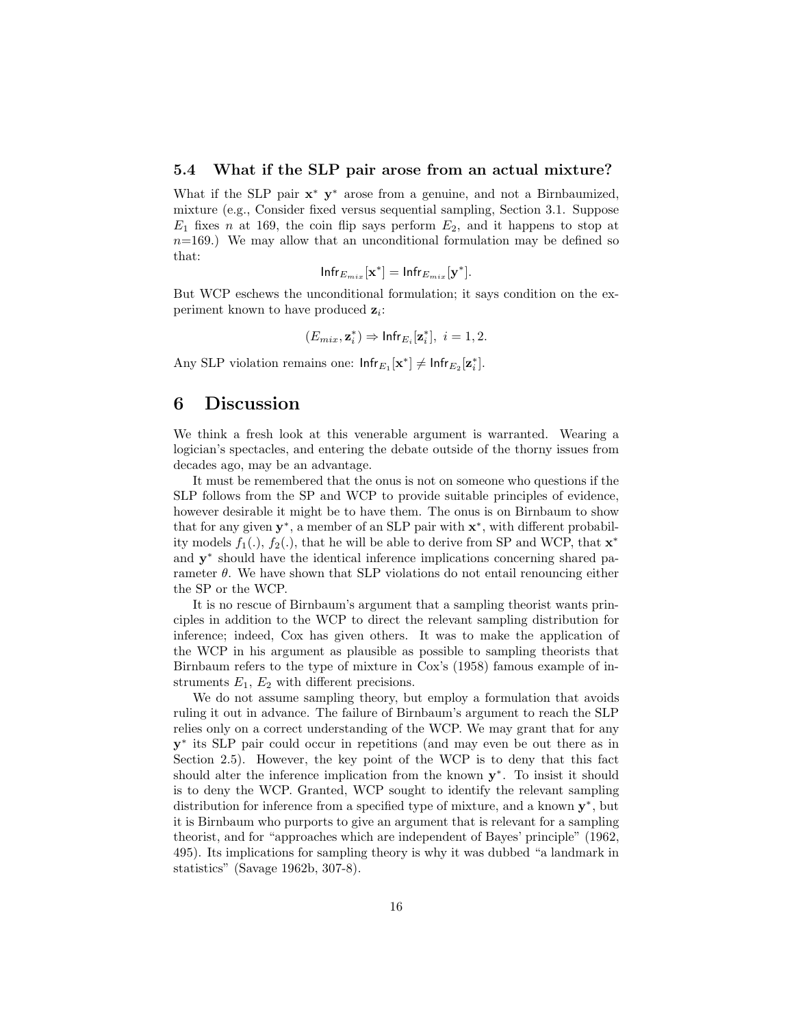### 5.4 What if the SLP pair arose from an actual mixture?

What if the SLP pair $\mathbf{x}^*$ $\mathbf{y}^*$ arose from a genuine, and not a Birnbaumized, mixture (e.g., Consider fixed versus sequential sampling, Section 3.1. Suppose $E_1$ fixes $n$ at 169, the coin flip says perform $E_2$, and it happens to stop at $n$=169.) We may allow that an unconditional formulation may be defined so that:

$$\mathsf{Infr}_{E_{mix}}[\mathbf{x}^*] = \mathsf{Infr}_{E_{mix}}[\mathbf{y}^*].$$

But WCP eschews the unconditional formulation; it says condition on the experiment known to have produced $\mathbf{z}_i$:

$$(E_{mix}, \mathbf{z}_i^*) \Rightarrow \mathsf{Infr}_{E_i}[\mathbf{z}_i^*],\ i = 1, 2.$$

Any SLP violation remains one: $\mathsf{Infr}_{E_1}[\mathbf{x}^*] \neq \mathsf{Infr}_{E_2}[\mathbf{z}_i^*]$.

# 6 Discussion

We think a fresh look at this venerable argument is warranted. Wearing a logician's spectacles, and entering the debate outside of the thorny issues from decades ago, may be an advantage.

It must be remembered that the onus is not on someone who questions if the SLP follows from the SP and WCP to provide suitable principles of evidence, however desirable it might be to have them. The onus is on Birnbaum to show that for any given $\mathbf{y}^*$, a member of an SLP pair with $\mathbf{x}^*$, with different probability models $f_1(.)$, $f_2(.)$, that he will be able to derive from SP and WCP, that $\mathbf{x}^*$ and $\mathbf{y}^*$ should have the identical inference implications concerning shared parameter $\theta$. We have shown that SLP violations do not entail renouncing either the SP or the WCP.

It is no rescue of Birnbaum's argument that a sampling theorist wants principles in addition to the WCP to direct the relevant sampling distribution for inference; indeed, Cox has given others. It was to make the application of the WCP in his argument as plausible as possible to sampling theorists that Birnbaum refers to the type of mixture in Cox's (1958) famous example of instruments $E_1$, $E_2$ with different precisions.

We do not assume sampling theory, but employ a formulation that avoids ruling it out in advance. The failure of Birnbaum's argument to reach the SLP relies only on a correct understanding of the WCP. We may grant that for any $\mathbf{y}^*$ its SLP pair could occur in repetitions (and may even be out there as in Section 2.5). However, the key point of the WCP is to deny that this fact should alter the inference implication from the known $\mathbf{y}^*$. To insist it should is to deny the WCP. Granted, WCP sought to identify the relevant sampling distribution for inference from a specified type of mixture, and a known $\mathbf{y}^*$, but it is Birnbaum who purports to give an argument that is relevant for a sampling theorist, and for "approaches which are independent of Bayes' principle" (1962, 495). Its implications for sampling theory is why it was dubbed "a landmark in statistics" (Savage 1962b, 307-8).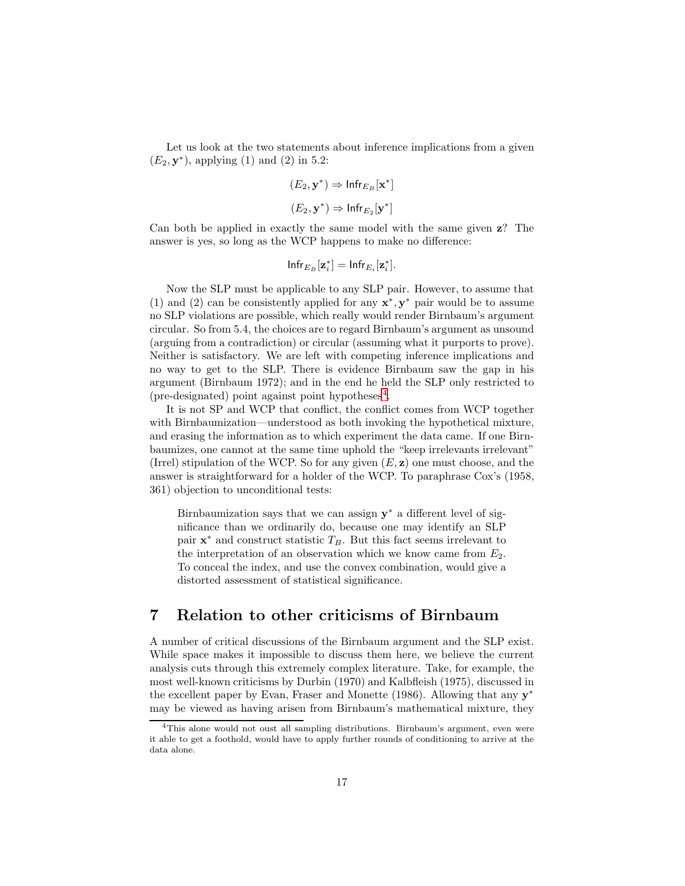Let us look at the two statements about inference implications from a given $(E_2, \mathbf{y}^*)$, applying (1) and (2) in 5.2:

$$(E_2, \mathbf{y}^*) \Rightarrow \mathsf{Infr}_{E_B}[\mathbf{x}^*]$$

$$(E_2, \mathbf{y}^*) \Rightarrow \mathsf{Infr}_{E_2}[\mathbf{y}^*]$$

Can both be applied in exactly the same model with the same given $\mathbf{z}$? The answer is yes, so long as the WCP happens to make no difference:

$$\mathsf{Infr}_{E_B}[\mathbf{z}_i^*] = \mathsf{Infr}_{E_i}[\mathbf{z}_i^*].$$

Now the SLP must be applicable to any SLP pair. However, to assume that (1) and (2) can be consistently applied for any $\mathbf{x}^*, \mathbf{y}^*$ pair would be to assume no SLP violations are possible, which really would render Birnbaum's argument circular. So from 5.4, the choices are to regard Birnbaum's argument as unsound (arguing from a contradiction) or circular (assuming what it purports to prove). Neither is satisfactory. We are left with competing inference implications and no way to get to the SLP. There is evidence Birnbaum saw the gap in his argument (Birnbaum 1972); and in the end he held the SLP only restricted to (pre-designated) point against point hypotheses[4].

It is not SP and WCP that conflict, the conflict comes from WCP together with Birnbaumization—understood as both invoking the hypothetical mixture, and erasing the information as to which experiment the data came. If one Birnbaumizes, one cannot at the same time uphold the "keep irrelevants irrelevant" (Irrel) stipulation of the WCP. So for any given $(E, \mathbf{z})$ one must choose, and the answer is straightforward for a holder of the WCP. To paraphrase Cox's (1958, 361) objection to unconditional tests:

> Birnbaumization says that we can assign $\mathbf{y}^*$ a different level of significance than we ordinarily do, because one may identify an SLP pair $\mathbf{x}^*$ and construct statistic $T_B$. But this fact seems irrelevant to the interpretation of an observation which we know came from $E_2$. To conceal the index, and use the convex combination, would give a distorted assessment of statistical significance.

# 7 Relation to other criticisms of Birnbaum

A number of critical discussions of the Birnbaum argument and the SLP exist. While space makes it impossible to discuss them here, we believe the current analysis cuts through this extremely complex literature. Take, for example, the most well-known criticisms by Durbin (1970) and Kalbfleish (1975), discussed in the excellent paper by Evan, Fraser and Monette (1986). Allowing that any $\mathbf{y}^*$ may be viewed as having arisen from Birnbaum's mathematical mixture, they

---

[4]This alone would not oust all sampling distributions. Birnbaum's argument, even were it able to get a foothold, would have to apply further rounds of conditioning to arrive at the data alone.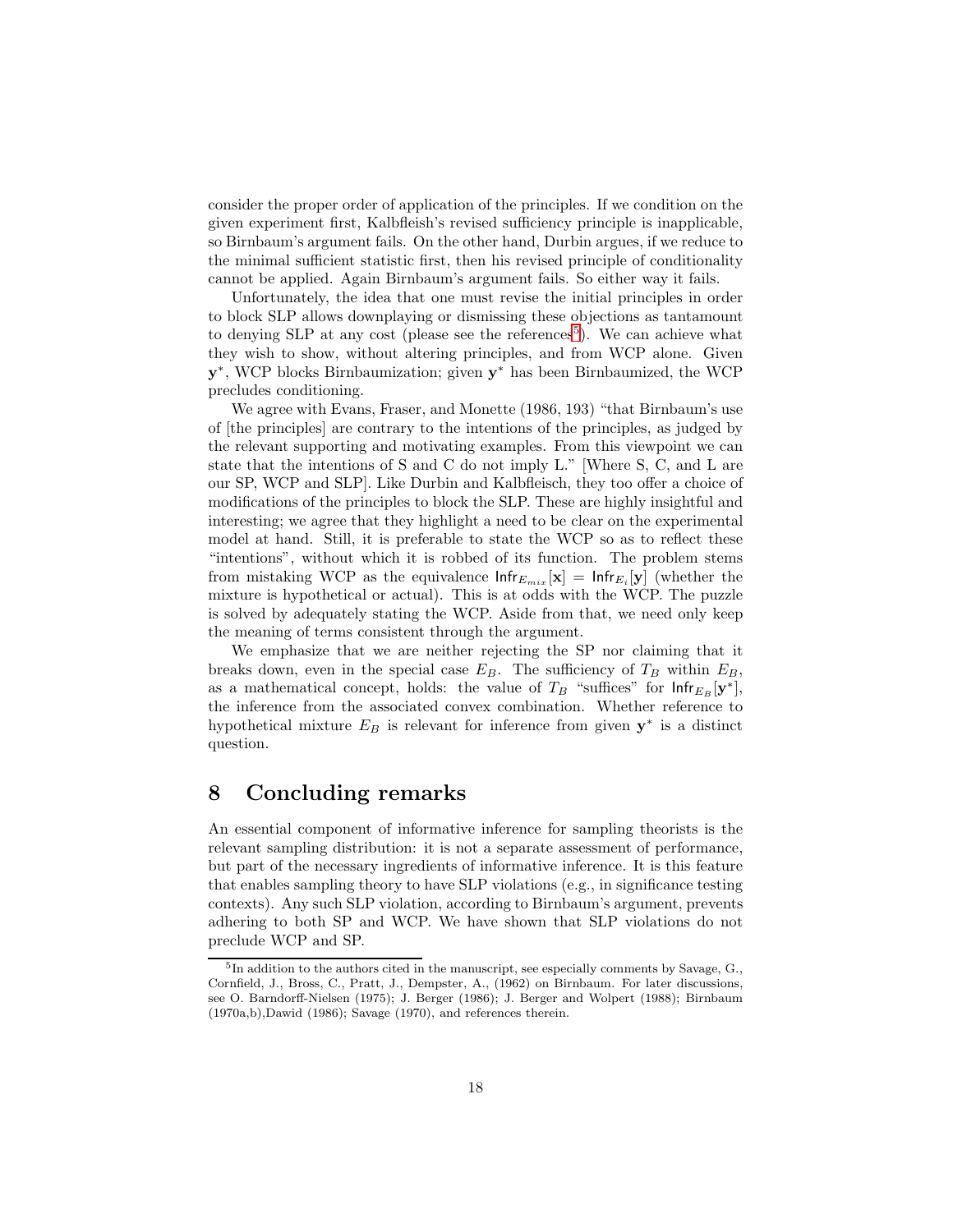consider the proper order of application of the principles. If we condition on the given experiment first, Kalbfleish's revised sufficiency principle is inapplicable, so Birnbaum's argument fails. On the other hand, Durbin argues, if we reduce to the minimal sufficient statistic first, then his revised principle of conditionality cannot be applied. Again Birnbaum's argument fails. So either way it fails.

Unfortunately, the idea that one must revise the initial principles in order to block SLP allows downplaying or dismissing these objections as tantamount to denying SLP at any cost (please see the references[5]). We can achieve what they wish to show, without altering principles, and from WCP alone. Given $\mathbf{y}^*$, WCP blocks Birnbaumization; given $\mathbf{y}^*$ has been Birnbaumized, the WCP precludes conditioning.

We agree with Evans, Fraser, and Monette (1986, 193) "that Birnbaum's use of [the principles] are contrary to the intentions of the principles, as judged by the relevant supporting and motivating examples. From this viewpoint we can state that the intentions of S and C do not imply L." [Where S, C, and L are our SP, WCP and SLP]. Like Durbin and Kalbfleisch, they too offer a choice of modifications of the principles to block the SLP. These are highly insightful and interesting; we agree that they highlight a need to be clear on the experimental model at hand. Still, it is preferable to state the WCP so as to reflect these "intentions", without which it is robbed of its function. The problem stems from mistaking WCP as the equivalence $\mathsf{Infr}_{E_{mix}}[\mathbf{x}] = \mathsf{Infr}_{E_i}[\mathbf{y}]$ (whether the mixture is hypothetical or actual). This is at odds with the WCP. The puzzle is solved by adequately stating the WCP. Aside from that, we need only keep the meaning of terms consistent through the argument.

We emphasize that we are neither rejecting the SP nor claiming that it breaks down, even in the special case $E_B$. The sufficiency of $T_B$ within $E_B$, as a mathematical concept, holds: the value of $T_B$ "suffices" for $\mathsf{Infr}_{E_B}[\mathbf{y}^*]$, the inference from the associated convex combination. Whether reference to hypothetical mixture $E_B$ is relevant for inference from given $\mathbf{y}^*$ is a distinct question.

## 8 Concluding remarks

An essential component of informative inference for sampling theorists is the relevant sampling distribution: it is not a separate assessment of performance, but part of the necessary ingredients of informative inference. It is this feature that enables sampling theory to have SLP violations (e.g., in significance testing contexts). Any such SLP violation, according to Birnbaum's argument, prevents adhering to both SP and WCP. We have shown that SLP violations do not preclude WCP and SP.

---

[5] In addition to the authors cited in the manuscript, see especially comments by Savage, G., Cornfield, J., Bross, C., Pratt, J., Dempster, A., (1962) on Birnbaum. For later discussions, see O. Barndorff-Nielsen (1975); J. Berger (1986); J. Berger and Wolpert (1988); Birnbaum (1970a,b),Dawid (1986); Savage (1970), and references therein.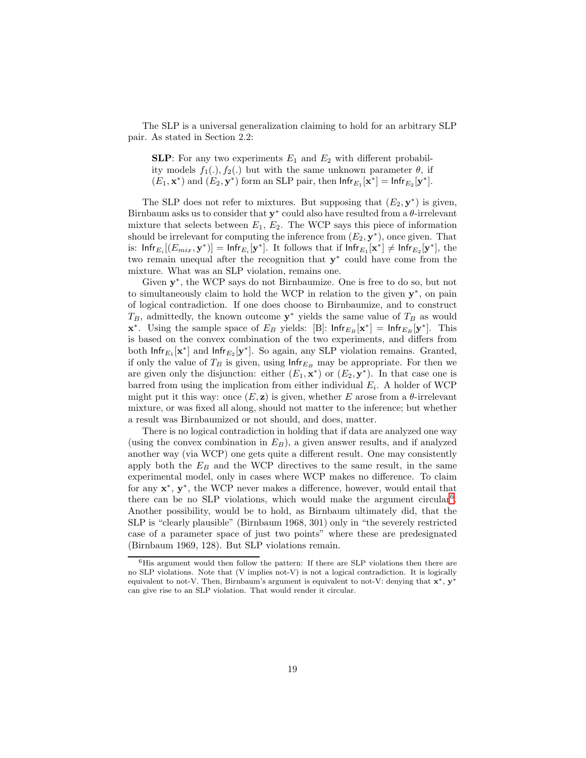The SLP is a universal generalization claiming to hold for an arbitrary SLP pair. As stated in Section 2.2:

> **SLP**: For any two experiments $E_1$ and $E_2$ with different probability models $f_1(.), f_2(.)$ but with the same unknown parameter $\theta$, if $(E_1, \mathbf{x}^*)$ and $(E_2, \mathbf{y}^*)$ form an SLP pair, then $\mathsf{Infr}_{E_1}[\mathbf{x}^*] = \mathsf{Infr}_{E_2}[\mathbf{y}^*]$.

The SLP does not refer to mixtures. But supposing that $(E_2, \mathbf{y}^*)$ is given, Birnbaum asks us to consider that $\mathbf{y}^*$ could also have resulted from a $\theta$-irrelevant mixture that selects between $E_1$, $E_2$. The WCP says this piece of information should be irrelevant for computing the inference from $(E_2, \mathbf{y}^*)$, once given. That is: $\mathsf{Infr}_{E_i}[(E_{mix}, \mathbf{y}^*)] = \mathsf{Infr}_{E_i}[\mathbf{y}^*]$. It follows that if $\mathsf{Infr}_{E_1}[\mathbf{x}^*] \neq \mathsf{Infr}_{E_2}[\mathbf{y}^*]$, the two remain unequal after the recognition that $\mathbf{y}^*$ could have come from the mixture. What was an SLP violation, remains one.

Given $\mathbf{y}^*$, the WCP says do not Birnbaumize. One is free to do so, but not to simultaneously claim to hold the WCP in relation to the given $\mathbf{y}^*$, on pain of logical contradiction. If one does choose to Birnbaumize, and to construct $T_B$, admittedly, the known outcome $\mathbf{y}^*$ yields the same value of $T_B$ as would $\mathbf{x}^*$. Using the sample space of $E_B$ yields: [B]: $\mathsf{Infr}_{E_B}[\mathbf{x}^*] = \mathsf{Infr}_{E_B}[\mathbf{y}^*]$. This is based on the convex combination of the two experiments, and differs from both $\mathsf{Infr}_{E_1}[\mathbf{x}^*]$ and $\mathsf{Infr}_{E_2}[\mathbf{y}^*]$. So again, any SLP violation remains. Granted, if only the value of $T_B$ is given, using $\mathsf{Infr}_{E_B}$ may be appropriate. For then we are given only the disjunction: either $(E_1, \mathbf{x}^*)$ or $(E_2, \mathbf{y}^*)$. In that case one is barred from using the implication from either individual $E_i$. A holder of WCP might put it this way: once $(E, \mathbf{z})$ is given, whether $E$ arose from a $\theta$-irrelevant mixture, or was fixed all along, should not matter to the inference; but whether a result was Birnbaumized or not should, and does, matter.

There is no logical contradiction in holding that if data are analyzed one way (using the convex combination in $E_B$), a given answer results, and if analyzed another way (via WCP) one gets quite a different result. One may consistently apply both the $E_B$ and the WCP directives to the same result, in the same experimental model, only in cases where WCP makes no difference. To claim for any $\mathbf{x}^*$, $\mathbf{y}^*$, the WCP never makes a difference, however, would entail that there can be no SLP violations, which would make the argument circular[6]. Another possibility, would be to hold, as Birnbaum ultimately did, that the SLP is "clearly plausible" (Birnbaum 1968, 301) only in "the severely restricted case of a parameter space of just two points" where these are predesignated (Birnbaum 1969, 128). But SLP violations remain.

---

[6] His argument would then follow the pattern: If there are SLP violations then there are no SLP violations. Note that (V implies not-V) is not a logical contradiction. It is logically equivalent to not-V. Then, Birnbaum's argument is equivalent to not-V: denying that $\mathbf{x}^*$, $\mathbf{y}^*$ can give rise to an SLP violation. That would render it circular.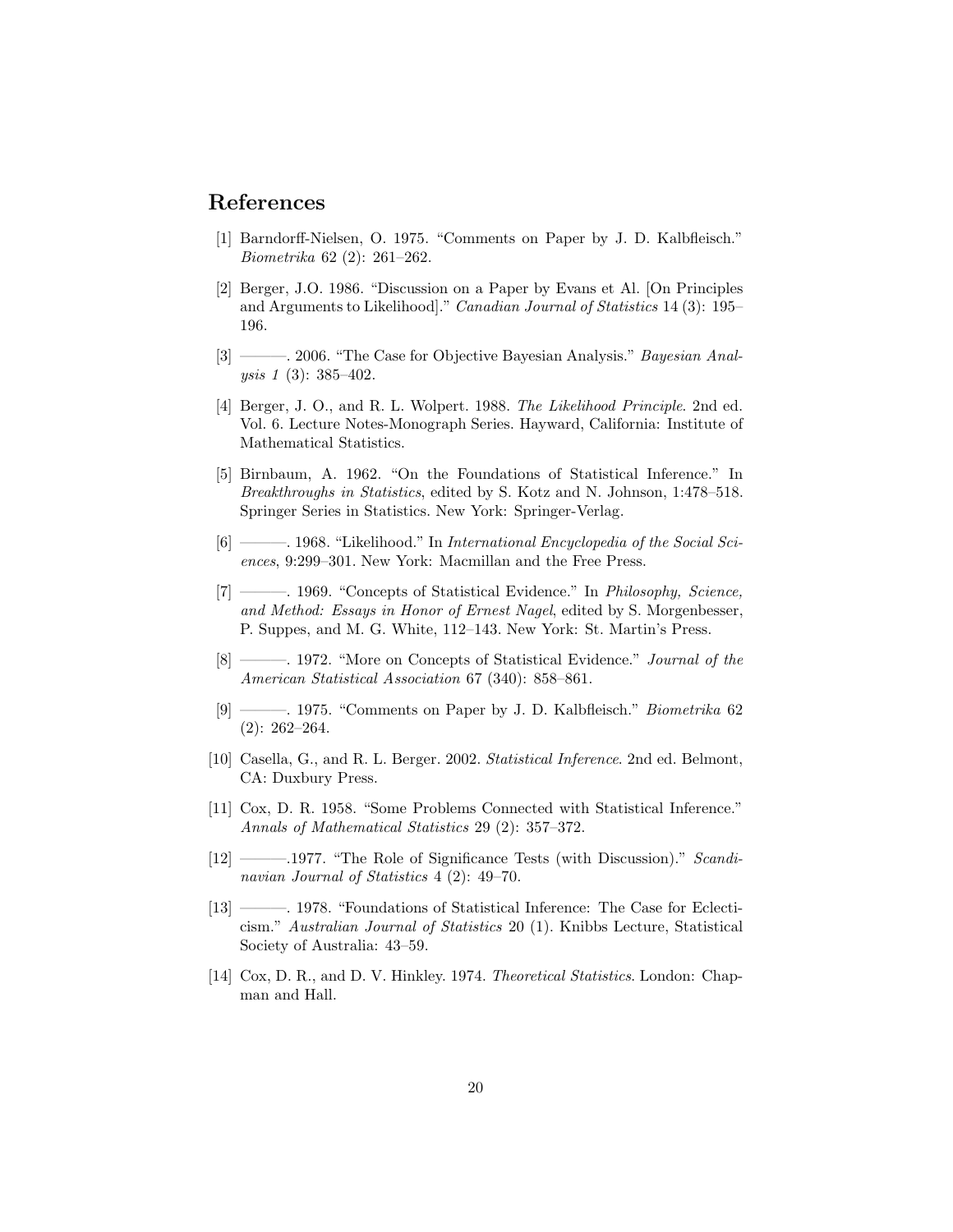## References

[1] Barndorff-Nielsen, O. 1975. “Comments on Paper by J. D. Kalbfleisch.” *Biometrika* 62 (2): 261–262.

[2] Berger, J.O. 1986. “Discussion on a Paper by Evans et Al. [On Principles and Arguments to Likelihood].” *Canadian Journal of Statistics* 14 (3): 195–196.

[3] ———. 2006. “The Case for Objective Bayesian Analysis.” *Bayesian Analysis 1* (3): 385–402.

[4] Berger, J. O., and R. L. Wolpert. 1988. *The Likelihood Principle*. 2nd ed. Vol. 6. Lecture Notes-Monograph Series. Hayward, California: Institute of Mathematical Statistics.

[5] Birnbaum, A. 1962. “On the Foundations of Statistical Inference.” In *Breakthroughs in Statistics*, edited by S. Kotz and N. Johnson, 1:478–518. Springer Series in Statistics. New York: Springer-Verlag.

[6] ———. 1968. “Likelihood.” In *International Encyclopedia of the Social Sciences*, 9:299–301. New York: Macmillan and the Free Press.

[7] ———. 1969. “Concepts of Statistical Evidence.” In *Philosophy, Science, and Method: Essays in Honor of Ernest Nagel*, edited by S. Morgenbesser, P. Suppes, and M. G. White, 112–143. New York: St. Martin’s Press.

[8] ———. 1972. “More on Concepts of Statistical Evidence.” *Journal of the American Statistical Association* 67 (340): 858–861.

[9] ———. 1975. “Comments on Paper by J. D. Kalbfleisch.” *Biometrika* 62 (2): 262–264.

[10] Casella, G., and R. L. Berger. 2002. *Statistical Inference*. 2nd ed. Belmont, CA: Duxbury Press.

[11] Cox, D. R. 1958. “Some Problems Connected with Statistical Inference.” *Annals of Mathematical Statistics* 29 (2): 357–372.

[12] ———.1977. “The Role of Significance Tests (with Discussion).” *Scandinavian Journal of Statistics* 4 (2): 49–70.

[13] ———. 1978. “Foundations of Statistical Inference: The Case for Eclecticism.” *Australian Journal of Statistics* 20 (1). Knibbs Lecture, Statistical Society of Australia: 43–59.

[14] Cox, D. R., and D. V. Hinkley. 1974. *Theoretical Statistics*. London: Chapman and Hall.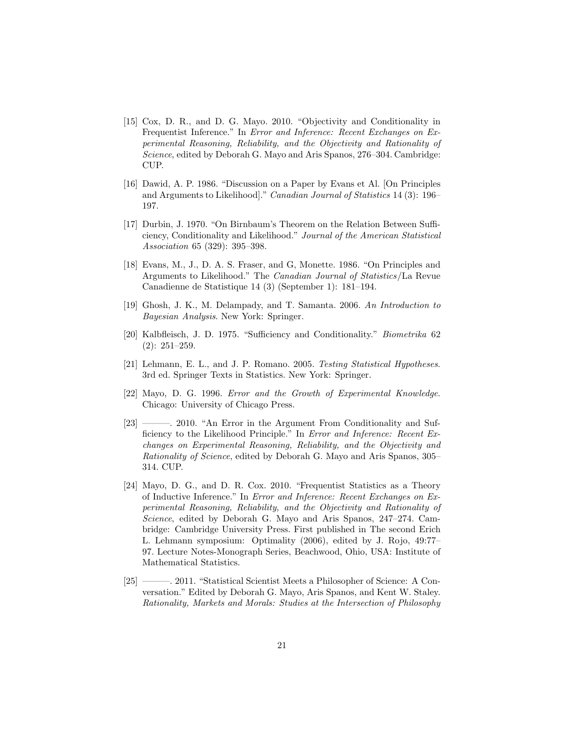[15] Cox, D. R., and D. G. Mayo. 2010. "Objectivity and Conditionality in Frequentist Inference." In *Error and Inference: Recent Exchanges on Experimental Reasoning, Reliability, and the Objectivity and Rationality of Science*, edited by Deborah G. Mayo and Aris Spanos, 276–304. Cambridge: CUP.

[16] Dawid, A. P. 1986. "Discussion on a Paper by Evans et Al. [On Principles and Arguments to Likelihood]." *Canadian Journal of Statistics* 14 (3): 196–197.

[17] Durbin, J. 1970. "On Birnbaum's Theorem on the Relation Between Sufficiency, Conditionality and Likelihood." *Journal of the American Statistical Association* 65 (329): 395–398.

[18] Evans, M., J., D. A. S. Fraser, and G, Monette. 1986. "On Principles and Arguments to Likelihood." The *Canadian Journal of Statistics*/La Revue Canadienne de Statistique 14 (3) (September 1): 181–194.

[19] Ghosh, J. K., M. Delampady, and T. Samanta. 2006. *An Introduction to Bayesian Analysis*. New York: Springer.

[20] Kalbfleisch, J. D. 1975. "Sufficiency and Conditionality." *Biometrika* 62 (2): 251–259.

[21] Lehmann, E. L., and J. P. Romano. 2005. *Testing Statistical Hypotheses*. 3rd ed. Springer Texts in Statistics. New York: Springer.

[22] Mayo, D. G. 1996. *Error and the Growth of Experimental Knowledge.* Chicago: University of Chicago Press.

[23] ———. 2010. "An Error in the Argument From Conditionality and Sufficiency to the Likelihood Principle." In *Error and Inference: Recent Exchanges on Experimental Reasoning, Reliability, and the Objectivity and Rationality of Science*, edited by Deborah G. Mayo and Aris Spanos, 305–314. CUP.

[24] Mayo, D. G., and D. R. Cox. 2010. "Frequentist Statistics as a Theory of Inductive Inference." In *Error and Inference: Recent Exchanges on Experimental Reasoning, Reliability, and the Objectivity and Rationality of Science*, edited by Deborah G. Mayo and Aris Spanos, 247–274. Cambridge: Cambridge University Press. First published in The second Erich L. Lehmann symposium: Optimality (2006), edited by J. Rojo, 49:77–97. Lecture Notes-Monograph Series, Beachwood, Ohio, USA: Institute of Mathematical Statistics.

[25] ———. 2011. "Statistical Scientist Meets a Philosopher of Science: A Conversation." Edited by Deborah G. Mayo, Aris Spanos, and Kent W. Staley. *Rationality, Markets and Morals: Studies at the Intersection of Philosophy*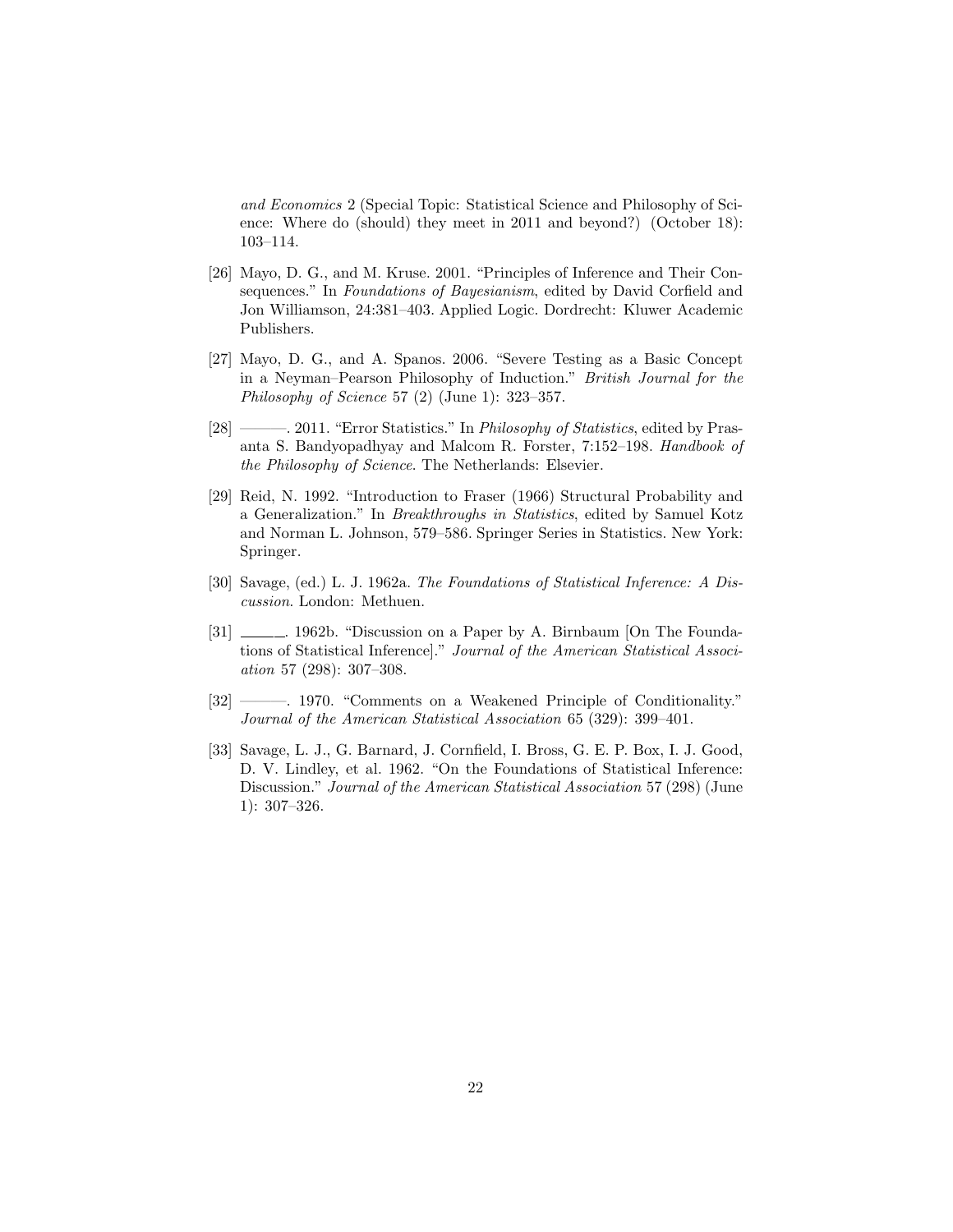*and Economics* 2 (Special Topic: Statistical Science and Philosophy of Science: Where do (should) they meet in 2011 and beyond?) (October 18): 103–114.

[26] Mayo, D. G., and M. Kruse. 2001. "Principles of Inference and Their Consequences." In *Foundations of Bayesianism*, edited by David Corfield and Jon Williamson, 24:381–403. Applied Logic. Dordrecht: Kluwer Academic Publishers.

[27] Mayo, D. G., and A. Spanos. 2006. "Severe Testing as a Basic Concept in a Neyman–Pearson Philosophy of Induction." *British Journal for the Philosophy of Science* 57 (2) (June 1): 323–357.

[28] ———. 2011. "Error Statistics." In *Philosophy of Statistics*, edited by Prasanta S. Bandyopadhyay and Malcom R. Forster, 7:152–198. *Handbook of the Philosophy of Science*. The Netherlands: Elsevier.

[29] Reid, N. 1992. "Introduction to Fraser (1966) Structural Probability and a Generalization." In *Breakthroughs in Statistics*, edited by Samuel Kotz and Norman L. Johnson, 579–586. Springer Series in Statistics. New York: Springer.

[30] Savage, (ed.) L. J. 1962a. *The Foundations of Statistical Inference: A Discussion*. London: Methuen.

[31] ______. 1962b. "Discussion on a Paper by A. Birnbaum [On The Foundations of Statistical Inference]." *Journal of the American Statistical Association* 57 (298): 307–308.

[32] ———. 1970. "Comments on a Weakened Principle of Conditionality." *Journal of the American Statistical Association* 65 (329): 399–401.

[33] Savage, L. J., G. Barnard, J. Cornfield, I. Bross, G. E. P. Box, I. J. Good, D. V. Lindley, et al. 1962. "On the Foundations of Statistical Inference: Discussion." *Journal of the American Statistical Association* 57 (298) (June 1): 307–326.